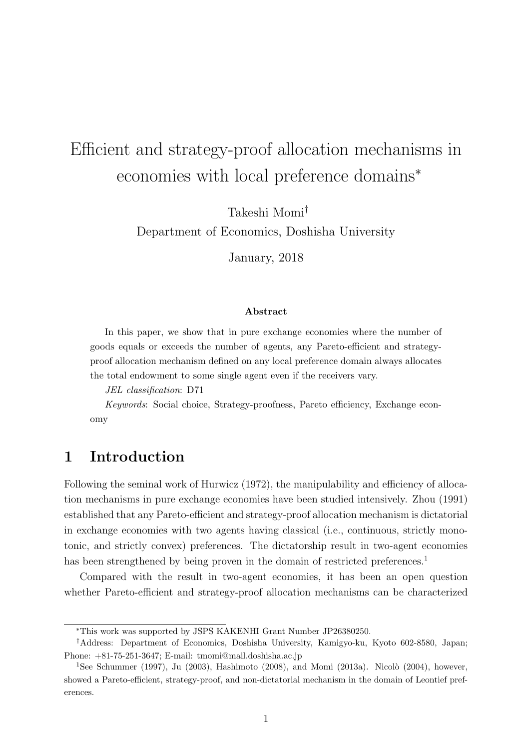# Efficient and strategy-proof allocation mechanisms in economies with local preference domains*

Takeshi Momi†

Department of Economics, Doshisha University

January, 2018

### Abstract

In this paper, we show that in pure exchange economies where the number of goods equals or exceeds the number of agents, any Pareto-efficient and strategy-proof allocation mechanism defined on any local preference domain always allocates the total endowment to some single agent even if the receivers vary.

*JEL classification*: D71

*Keywords*: Social choice, Strategy-proofness, Pareto efficiency, Exchange economy

## 1 Introduction

Following the seminal work of Hurwicz (1972), the manipulability and efficiency of allocation mechanisms in pure exchange economies have been studied intensively. Zhou (1991) established that any Pareto-efficient and strategy-proof allocation mechanism is dictatorial in exchange economies with two agents having classical (i.e., continuous, strictly monotonic, and strictly convex) preferences. The dictatorship result in two-agent economies has been strengthened by being proven in the domain of restricted preferences.[1]

Compared with the result in two-agent economies, it has been an open question whether Pareto-efficient and strategy-proof allocation mechanisms can be characterized

---

*This work was supported by JSPS KAKENHI Grant Number JP26380250.

†Address: Department of Economics, Doshisha University, Kamigyo-ku, Kyoto 602-8580, Japan; Phone: +81-75-251-3647; E-mail: tmomi@mail.doshisha.ac.jp

[1]See Schummer (1997), Ju (2003), Hashimoto (2008), and Momi (2013a). Nicolò (2004), however, showed a Pareto-efficient, strategy-proof, and non-dictatorial mechanism in the domain of Leontief preferences.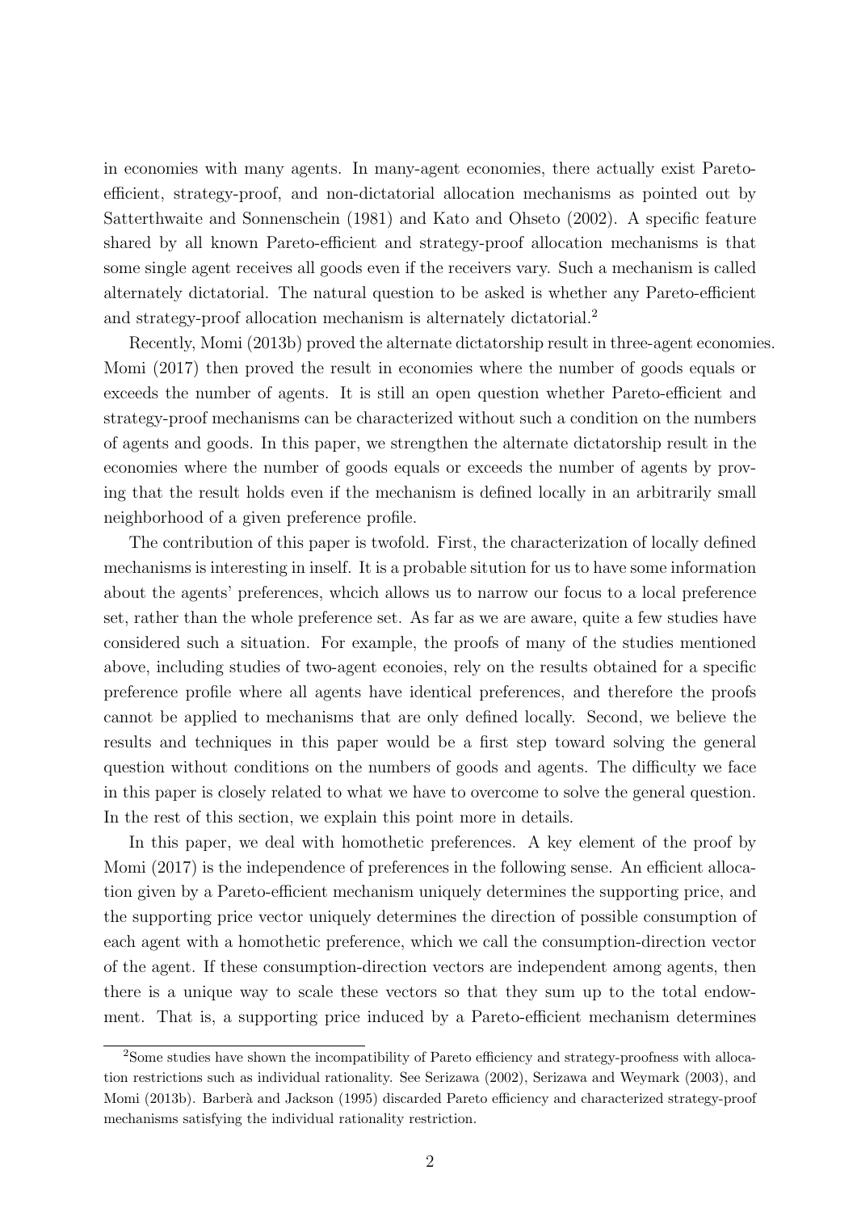in economies with many agents. In many-agent economies, there actually exist Pareto-efficient, strategy-proof, and non-dictatorial allocation mechanisms as pointed out by Satterthwaite and Sonnenschein (1981) and Kato and Ohseto (2002). A specific feature shared by all known Pareto-efficient and strategy-proof allocation mechanisms is that some single agent receives all goods even if the receivers vary. Such a mechanism is called alternately dictatorial. The natural question to be asked is whether any Pareto-efficient and strategy-proof allocation mechanism is alternately dictatorial.[2]

Recently, Momi (2013b) proved the alternate dictatorship result in three-agent economies. Momi (2017) then proved the result in economies where the number of goods equals or exceeds the number of agents. It is still an open question whether Pareto-efficient and strategy-proof mechanisms can be characterized without such a condition on the numbers of agents and goods. In this paper, we strengthen the alternate dictatorship result in the economies where the number of goods equals or exceeds the number of agents by proving that the result holds even if the mechanism is defined locally in an arbitrarily small neighborhood of a given preference profile.

The contribution of this paper is twofold. First, the characterization of locally defined mechanisms is interesting in inself. It is a probable sitution for us to have some information about the agents' preferences, whcich allows us to narrow our focus to a local preference set, rather than the whole preference set. As far as we are aware, quite a few studies have considered such a situation. For example, the proofs of many of the studies mentioned above, including studies of two-agent econoies, rely on the results obtained for a specific preference profile where all agents have identical preferences, and therefore the proofs cannot be applied to mechanisms that are only defined locally. Second, we believe the results and techniques in this paper would be a first step toward solving the general question without conditions on the numbers of goods and agents. The difficulty we face in this paper is closely related to what we have to overcome to solve the general question. In the rest of this section, we explain this point more in details.

In this paper, we deal with homothetic preferences. A key element of the proof by Momi (2017) is the independence of preferences in the following sense. An efficient allocation given by a Pareto-efficient mechanism uniquely determines the supporting price, and the supporting price vector uniquely determines the direction of possible consumption of each agent with a homothetic preference, which we call the consumption-direction vector of the agent. If these consumption-direction vectors are independent among agents, then there is a unique way to scale these vectors so that they sum up to the total endowment. That is, a supporting price induced by a Pareto-efficient mechanism determines

[2]Some studies have shown the incompatibility of Pareto efficiency and strategy-proofness with allocation restrictions such as individual rationality. See Serizawa (2002), Serizawa and Weymark (2003), and Momi (2013b). Barberà and Jackson (1995) discarded Pareto efficiency and characterized strategy-proof mechanisms satisfying the individual rationality restriction.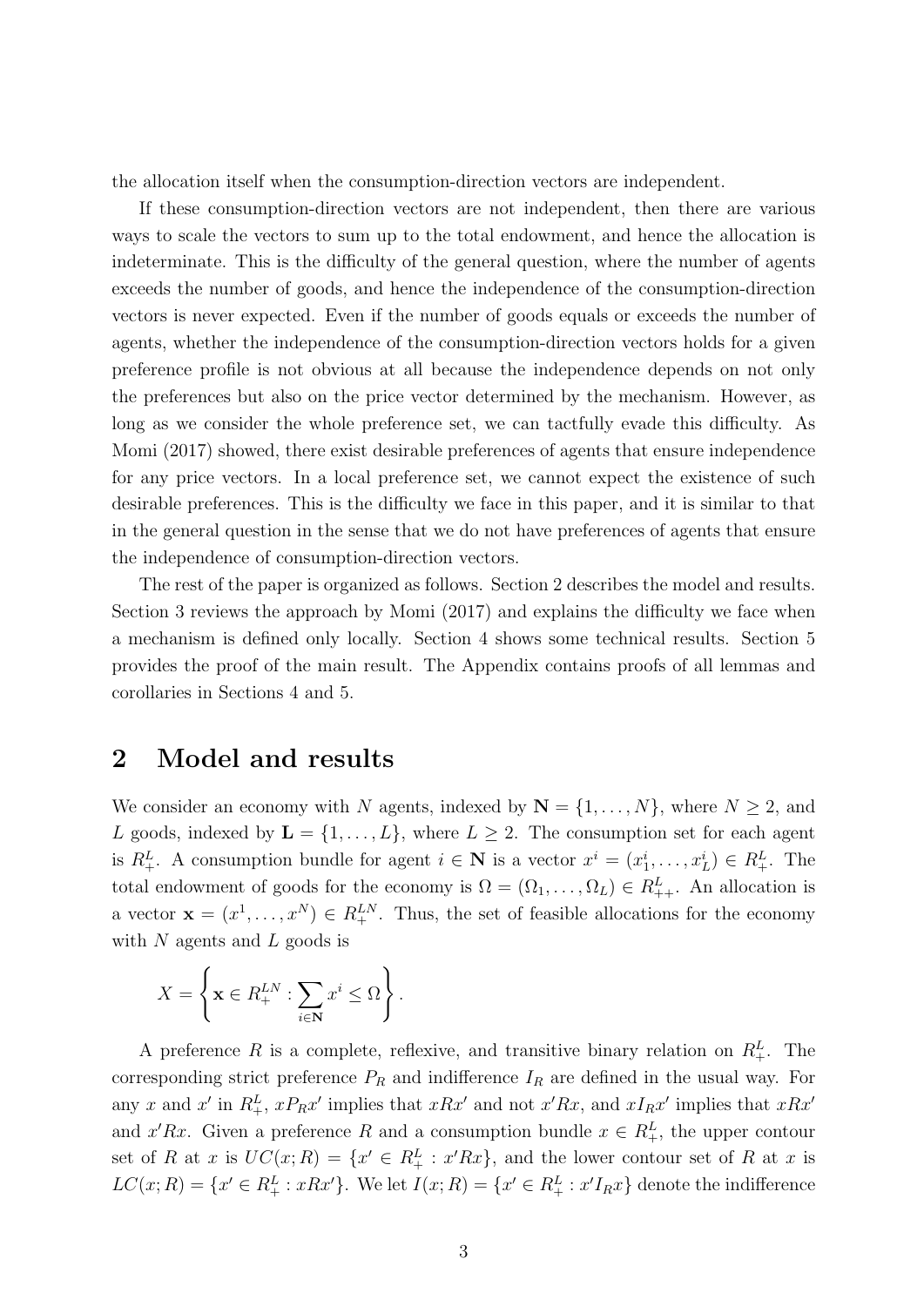the allocation itself when the consumption-direction vectors are independent.

If these consumption-direction vectors are not independent, then there are various ways to scale the vectors to sum up to the total endowment, and hence the allocation is indeterminate. This is the difficulty of the general question, where the number of agents exceeds the number of goods, and hence the independence of the consumption-direction vectors is never expected. Even if the number of goods equals or exceeds the number of agents, whether the independence of the consumption-direction vectors holds for a given preference profile is not obvious at all because the independence depends on not only the preferences but also on the price vector determined by the mechanism. However, as long as we consider the whole preference set, we can tactfully evade this difficulty. As Momi (2017) showed, there exist desirable preferences of agents that ensure independence for any price vectors. In a local preference set, we cannot expect the existence of such desirable preferences. This is the difficulty we face in this paper, and it is similar to that in the general question in the sense that we do not have preferences of agents that ensure the independence of consumption-direction vectors.

The rest of the paper is organized as follows. Section 2 describes the model and results. Section 3 reviews the approach by Momi (2017) and explains the difficulty we face when a mechanism is defined only locally. Section 4 shows some technical results. Section 5 provides the proof of the main result. The Appendix contains proofs of all lemmas and corollaries in Sections 4 and 5.

## 2 Model and results

We consider an economy with $N$ agents, indexed by $\mathbf{N} = \{1, \ldots, N\}$, where $N \geq 2$, and $L$ goods, indexed by $\mathbf{L} = \{1, \ldots, L\}$, where $L \geq 2$. The consumption set for each agent is $R_+^L$. A consumption bundle for agent $i \in \mathbf{N}$ is a vector $x^i = (x_1^i, \ldots, x_L^i) \in R_+^L$. The total endowment of goods for the economy is $\Omega = (\Omega_1, \ldots, \Omega_L) \in R_{++}^L$. An allocation is a vector $\mathbf{x} = (x^1, \ldots, x^N) \in R_+^{LN}$. Thus, the set of feasible allocations for the economy with $N$ agents and $L$ goods is

$$X = \left\{ \mathbf{x} \in R_+^{LN} : \sum_{i \in \mathbf{N}} x^i \leq \Omega \right\}.$$

A preference $R$ is a complete, reflexive, and transitive binary relation on $R_+^L$. The corresponding strict preference $P_R$ and indifference $I_R$ are defined in the usual way. For any $x$ and $x'$ in $R_+^L$, $xP_Rx'$ implies that $xRx'$ and not $x'Rx$, and $xI_Rx'$ implies that $xRx'$ and $x'Rx$. Given a preference $R$ and a consumption bundle $x \in R_+^L$, the upper contour set of $R$ at $x$ is $UC(x; R) = \{x' \in R_+^L : x'Rx\}$, and the lower contour set of $R$ at $x$ is $LC(x; R) = \{x' \in R_+^L : xRx'\}$. We let $I(x; R) = \{x' \in R_+^L : x'I_Rx\}$ denote the indifference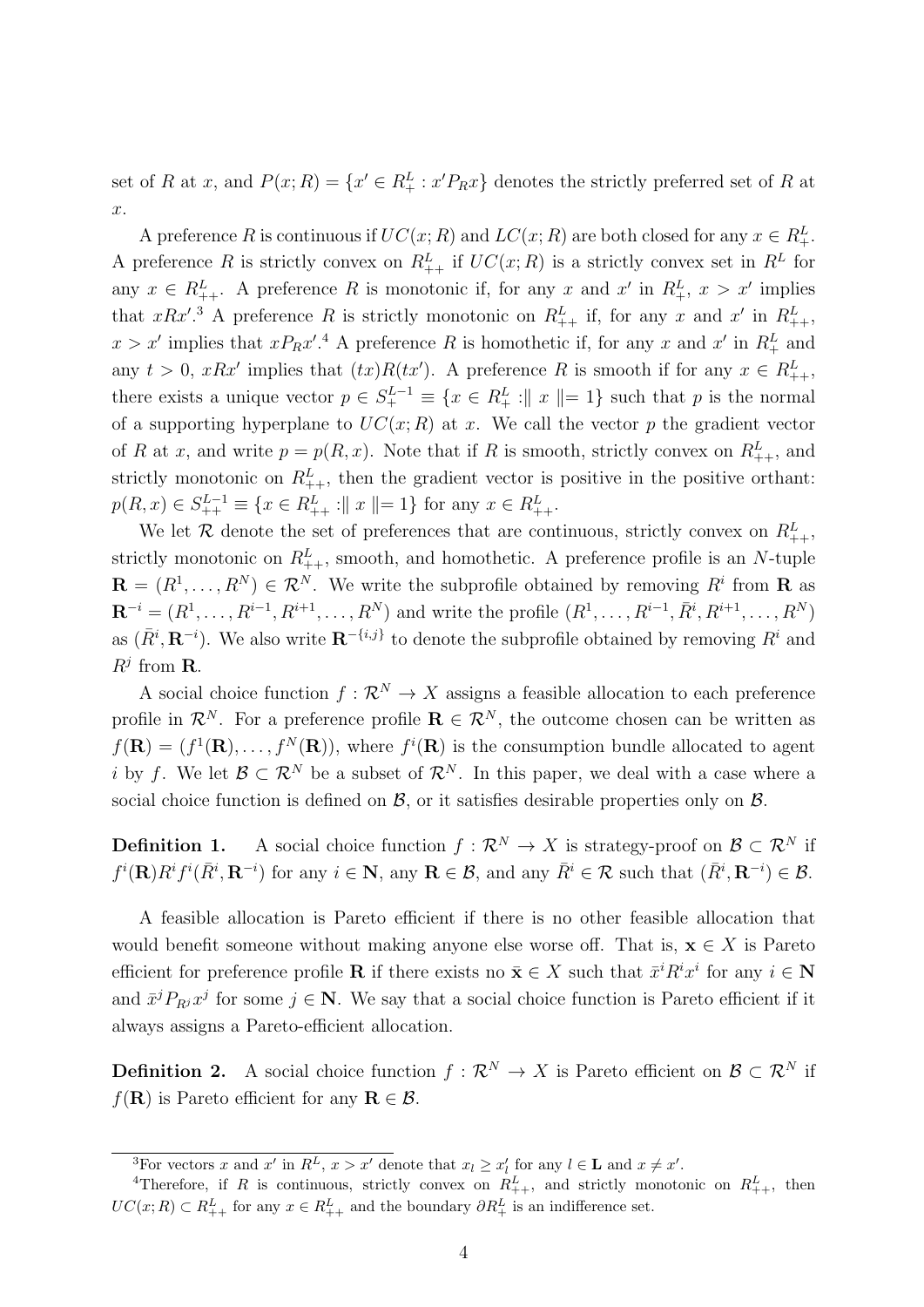set of $R$ at $x$, and $P(x; R) = \{x' \in R^L_+ : x' P_R x\}$ denotes the strictly preferred set of $R$ at $x$.

A preference $R$ is continuous if $UC(x; R)$ and $LC(x; R)$ are both closed for any $x \in R^L_+$. A preference $R$ is strictly convex on $R^L_{++}$ if $UC(x; R)$ is a strictly convex set in $R^L$ for any $x \in R^L_{++}$. A preference $R$ is monotonic if, for any $x$ and $x'$ in $R^L_+$, $x > x'$ implies that $xRx'$.[3] A preference $R$ is strictly monotonic on $R^L_{++}$ if, for any $x$ and $x'$ in $R^L_{++}$, $x > x'$ implies that $xP_R x'$.[4] A preference $R$ is homothetic if, for any $x$ and $x'$ in $R^L_+$ and any $t > 0$, $xRx'$ implies that $(tx)R(tx')$. A preference $R$ is smooth if for any $x \in R^L_{++}$, there exists a unique vector $p \in S^{L-1}_+ \equiv \{x \in R^L_+ : \| x \| = 1\}$ such that $p$ is the normal of a supporting hyperplane to $UC(x; R)$ at $x$. We call the vector $p$ the gradient vector of $R$ at $x$, and write $p = p(R, x)$. Note that if $R$ is smooth, strictly convex on $R^L_{++}$, and strictly monotonic on $R^L_{++}$, then the gradient vector is positive in the positive orthant: $p(R, x) \in S^{L-1}_{++} \equiv \{x \in R^L_{++} : \| x \| = 1\}$ for any $x \in R^L_{++}$.

We let $\mathcal{R}$ denote the set of preferences that are continuous, strictly convex on $R^L_{++}$, strictly monotonic on $R^L_{++}$, smooth, and homothetic. A preference profile is an $N$-tuple $\mathbf{R} = (R^1, \ldots, R^N) \in \mathcal{R}^N$. We write the subprofile obtained by removing $R^i$ from $\mathbf{R}$ as $\mathbf{R}^{-i} = (R^1, \ldots, R^{i-1}, R^{i+1}, \ldots, R^N)$ and write the profile $(R^1, \ldots, R^{i-1}, \bar{R}^i, R^{i+1}, \ldots, R^N)$ as $(\bar{R}^i, \mathbf{R}^{-i})$. We also write $\mathbf{R}^{-\{i,j\}}$ to denote the subprofile obtained by removing $R^i$ and $R^j$ from $\mathbf{R}$.

A social choice function $f : \mathcal{R}^N \to X$ assigns a feasible allocation to each preference profile in $\mathcal{R}^N$. For a preference profile $\mathbf{R} \in \mathcal{R}^N$, the outcome chosen can be written as $f(\mathbf{R}) = (f^1(\mathbf{R}), \ldots, f^N(\mathbf{R}))$, where $f^i(\mathbf{R})$ is the consumption bundle allocated to agent $i$ by $f$. We let $\mathcal{B} \subset \mathcal{R}^N$ be a subset of $\mathcal{R}^N$. In this paper, we deal with a case where a social choice function is defined on $\mathcal{B}$, or it satisfies desirable properties only on $\mathcal{B}$.

**Definition 1.** A social choice function $f : \mathcal{R}^N \to X$ is strategy-proof on $\mathcal{B} \subset \mathcal{R}^N$ if $f^i(\mathbf{R}) R^i f^i(\bar{R}^i, \mathbf{R}^{-i})$ for any $i \in \mathbf{N}$, any $\mathbf{R} \in \mathcal{B}$, and any $\bar{R}^i \in \mathcal{R}$ such that $(\bar{R}^i, \mathbf{R}^{-i}) \in \mathcal{B}$.

A feasible allocation is Pareto efficient if there is no other feasible allocation that would benefit someone without making anyone else worse off. That is, $\mathbf{x} \in X$ is Pareto efficient for preference profile $\mathbf{R}$ if there exists no $\bar{\mathbf{x}} \in X$ such that $\bar{x}^i R^i x^i$ for any $i \in \mathbf{N}$ and $\bar{x}^j P_{R^j} x^j$ for some $j \in \mathbf{N}$. We say that a social choice function is Pareto efficient if it always assigns a Pareto-efficient allocation.

**Definition 2.** A social choice function $f : \mathcal{R}^N \to X$ is Pareto efficient on $\mathcal{B} \subset \mathcal{R}^N$ if $f(\mathbf{R})$ is Pareto efficient for any $\mathbf{R} \in \mathcal{B}$.

---

[3] For vectors $x$ and $x'$ in $R^L$, $x > x'$ denote that $x_l \geq x'_l$ for any $l \in \mathbf{L}$ and $x \neq x'$.

[4] Therefore, if $R$ is continuous, strictly convex on $R^L_{++}$, and strictly monotonic on $R^L_{++}$, then $UC(x; R) \subset R^L_{++}$ for any $x \in R^L_{++}$ and the boundary $\partial R^L_+$ is an indifference set.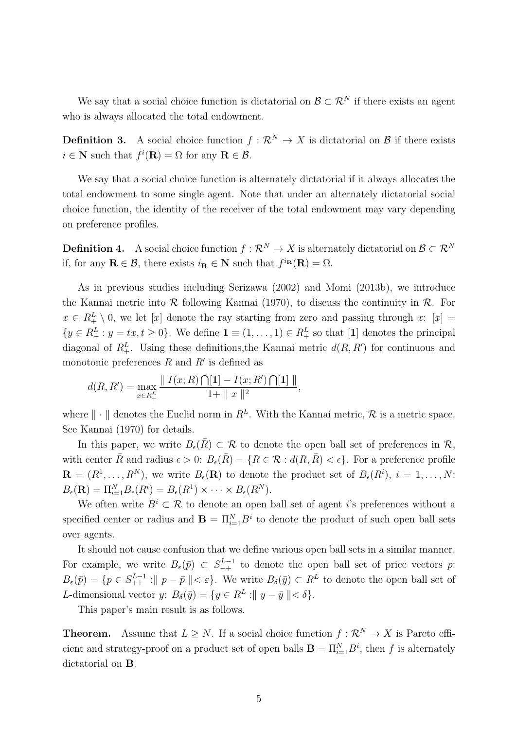We say that a social choice function is dictatorial on $\mathcal{B} \subset \mathcal{R}^N$ if there exists an agent who is always allocated the total endowment.

**Definition 3.** A social choice function $f : \mathcal{R}^N \to X$ is dictatorial on $\mathcal{B}$ if there exists $i \in \mathbf{N}$ such that $f^i(\mathbf{R}) = \Omega$ for any $\mathbf{R} \in \mathcal{B}$.

We say that a social choice function is alternately dictatorial if it always allocates the total endowment to some single agent. Note that under an alternately dictatorial social choice function, the identity of the receiver of the total endowment may vary depending on preference profiles.

**Definition 4.** A social choice function $f : \mathcal{R}^N \to X$ is alternately dictatorial on $\mathcal{B} \subset \mathcal{R}^N$ if, for any $\mathbf{R} \in \mathcal{B}$, there exists $i_{\mathbf{R}} \in \mathbf{N}$ such that $f^{i_{\mathbf{R}}}(\mathbf{R}) = \Omega$.

As in previous studies including Serizawa (2002) and Momi (2013b), we introduce the Kannai metric into $\mathcal{R}$ following Kannai (1970), to discuss the continuity in $\mathcal{R}$. For $x \in R^L_+ \setminus 0$, we let $[x]$ denote the ray starting from zero and passing through $x$: $[x] = \{y \in R^L_+ : y = tx, t \geq 0\}$. We define $\mathbf{1} \equiv (1, \ldots, 1) \in R^L_+$ so that $[\mathbf{1}]$ denotes the principal diagonal of $R^L_+$. Using these definitions,the Kannai metric $d(R, R')$ for continuous and monotonic preferences $R$ and $R'$ is defined as

$$d(R, R') = \max_{x \in R^L_+} \frac{\| I(x; R) \bigcap [\mathbf{1}] - I(x; R') \bigcap [\mathbf{1}] \|}{1 + \| x \|^2},$$

where $\| \cdot \|$ denotes the Euclid norm in $R^L$. With the Kannai metric, $\mathcal{R}$ is a metric space. See Kannai (1970) for details.

In this paper, we write $B_\epsilon(\bar{R}) \subset \mathcal{R}$ to denote the open ball set of preferences in $\mathcal{R}$, with center $\bar{R}$ and radius $\epsilon > 0$: $B_\epsilon(\bar{R}) = \{R \in \mathcal{R} : d(R, \bar{R}) < \epsilon\}$. For a preference profile $\mathbf{R} = (R^1, \ldots, R^N)$, we write $B_\epsilon(\mathbf{R})$ to denote the product set of $B_\epsilon(R^i)$, $i = 1, \ldots, N$: $B_\epsilon(\mathbf{R}) = \Pi_{i=1}^N B_\epsilon(R^i) = B_\epsilon(R^1) \times \cdots \times B_\epsilon(R^N)$.

We often write $B^i \subset \mathcal{R}$ to denote an open ball set of agent $i$'s preferences without a specified center or radius and $\mathbf{B} = \Pi_{i=1}^N B^i$ to denote the product of such open ball sets over agents.

It should not cause confusion that we define various open ball sets in a similar manner. For example, we write $B_\varepsilon(\bar{p}) \subset S^{L-1}_{++}$ to denote the open ball set of price vectors $p$: $B_\varepsilon(\bar{p}) = \{p \in S^{L-1}_{++} : \| p - \bar{p} \| < \varepsilon\}$. We write $B_\delta(\bar{y}) \subset R^L$ to denote the open ball set of $L$-dimensional vector $y$: $B_\delta(\bar{y}) = \{y \in R^L : \| y - \bar{y} \| < \delta\}$.

This paper's main result is as follows.

**Theorem.** Assume that $L \geq N$. If a social choice function $f : \mathcal{R}^N \to X$ is Pareto efficient and strategy-proof on a product set of open balls $\mathbf{B} = \Pi_{i=1}^N B^i$, then $f$ is alternately dictatorial on $\mathbf{B}$.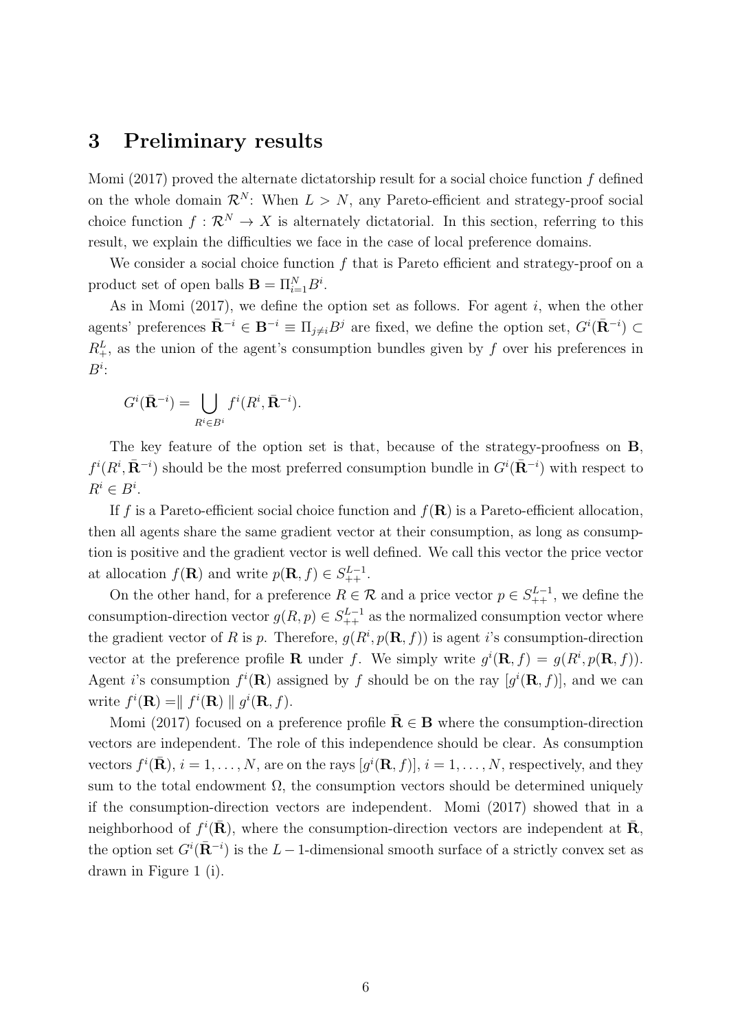## 3 Preliminary results

Momi (2017) proved the alternate dictatorship result for a social choice function $f$ defined on the whole domain $\mathcal{R}^N$: When $L > N$, any Pareto-efficient and strategy-proof social choice function $f : \mathcal{R}^N \to X$ is alternately dictatorial. In this section, referring to this result, we explain the difficulties we face in the case of local preference domains.

We consider a social choice function $f$ that is Pareto efficient and strategy-proof on a product set of open balls $\mathbf{B} = \Pi_{i=1}^N B^i$.

As in Momi (2017), we define the option set as follows. For agent $i$, when the other agents' preferences $\bar{\mathbf{R}}^{-i} \in \mathbf{B}^{-i} \equiv \Pi_{j \neq i} B^j$ are fixed, we define the option set, $G^i(\bar{\mathbf{R}}^{-i}) \subset R_+^L$, as the union of the agent's consumption bundles given by $f$ over his preferences in $B^i$:

$$G^i(\bar{\mathbf{R}}^{-i}) = \bigcup_{R^i \in B^i} f^i(R^i, \bar{\mathbf{R}}^{-i}).$$

The key feature of the option set is that, because of the strategy-proofness on $\mathbf{B}$, $f^i(R^i, \bar{\mathbf{R}}^{-i})$ should be the most preferred consumption bundle in $G^i(\bar{\mathbf{R}}^{-i})$ with respect to $R^i \in B^i$.

If $f$ is a Pareto-efficient social choice function and $f(\mathbf{R})$ is a Pareto-efficient allocation, then all agents share the same gradient vector at their consumption, as long as consumption is positive and the gradient vector is well defined. We call this vector the price vector at allocation $f(\mathbf{R})$ and write $p(\mathbf{R}, f) \in S_{++}^{L-1}$.

On the other hand, for a preference $R \in \mathcal{R}$ and a price vector $p \in S_{++}^{L-1}$, we define the consumption-direction vector $g(R, p) \in S_{++}^{L-1}$ as the normalized consumption vector where the gradient vector of $R$ is $p$. Therefore, $g(R^i, p(\mathbf{R}, f))$ is agent $i$'s consumption-direction vector at the preference profile $\mathbf{R}$ under $f$. We simply write $g^i(\mathbf{R}, f) = g(R^i, p(\mathbf{R}, f))$. Agent $i$'s consumption $f^i(\mathbf{R})$ assigned by $f$ should be on the ray $[g^i(\mathbf{R}, f)]$, and we can write $f^i(\mathbf{R}) = \parallel f^i(\mathbf{R}) \parallel g^i(\mathbf{R}, f)$.

Momi (2017) focused on a preference profile $\bar{\mathbf{R}} \in \mathbf{B}$ where the consumption-direction vectors are independent. The role of this independence should be clear. As consumption vectors $f^i(\bar{\mathbf{R}})$, $i = 1, \ldots, N$, are on the rays $[g^i(\mathbf{R}, f)]$, $i = 1, \ldots, N$, respectively, and they sum to the total endowment $\Omega$, the consumption vectors should be determined uniquely if the consumption-direction vectors are independent. Momi (2017) showed that in a neighborhood of $f^i(\bar{\mathbf{R}})$, where the consumption-direction vectors are independent at $\bar{\mathbf{R}}$, the option set $G^i(\bar{\mathbf{R}}^{-i})$ is the $L-1$-dimensional smooth surface of a strictly convex set as drawn in Figure 1 (i).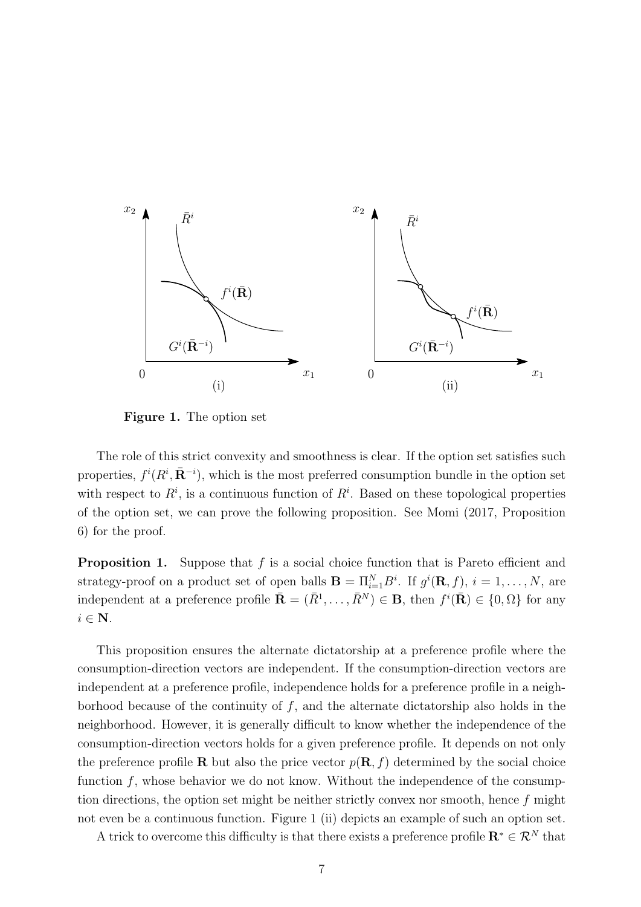**Figure 1.** The option set

The role of this strict convexity and smoothness is clear. If the option set satisfies such properties, $f^i(R^i, \bar{\mathbf{R}}^{-i})$, which is the most preferred consumption bundle in the option set with respect to $R^i$, is a continuous function of $R^i$. Based on these topological properties of the option set, we can prove the following proposition. See Momi (2017, Proposition 6) for the proof.

**Proposition 1.** Suppose that $f$ is a social choice function that is Pareto efficient and strategy-proof on a product set of open balls $\mathbf{B} = \Pi_{i=1}^N B^i$. If $g^i(\mathbf{R}, f)$, $i = 1, \ldots, N$, are independent at a preference profile $\bar{\mathbf{R}} = (\bar{R}^1, \ldots, \bar{R}^N) \in \mathbf{B}$, then $f^i(\bar{\mathbf{R}}) \in \{0, \Omega\}$ for any $i \in \mathbf{N}$.

This proposition ensures the alternate dictatorship at a preference profile where the consumption-direction vectors are independent. If the consumption-direction vectors are independent at a preference profile, independence holds for a preference profile in a neighborhood because of the continuity of $f$, and the alternate dictatorship also holds in the neighborhood. However, it is generally difficult to know whether the independence of the consumption-direction vectors holds for a given preference profile. It depends on not only the preference profile $\mathbf{R}$ but also the price vector $p(\mathbf{R}, f)$ determined by the social choice function $f$, whose behavior we do not know. Without the independence of the consumption directions, the option set might be neither strictly convex nor smooth, hence $f$ might not even be a continuous function. Figure 1 (ii) depicts an example of such an option set.

A trick to overcome this difficulty is that there exists a preference profile $\mathbf{R}^* \in \mathcal{R}^N$ that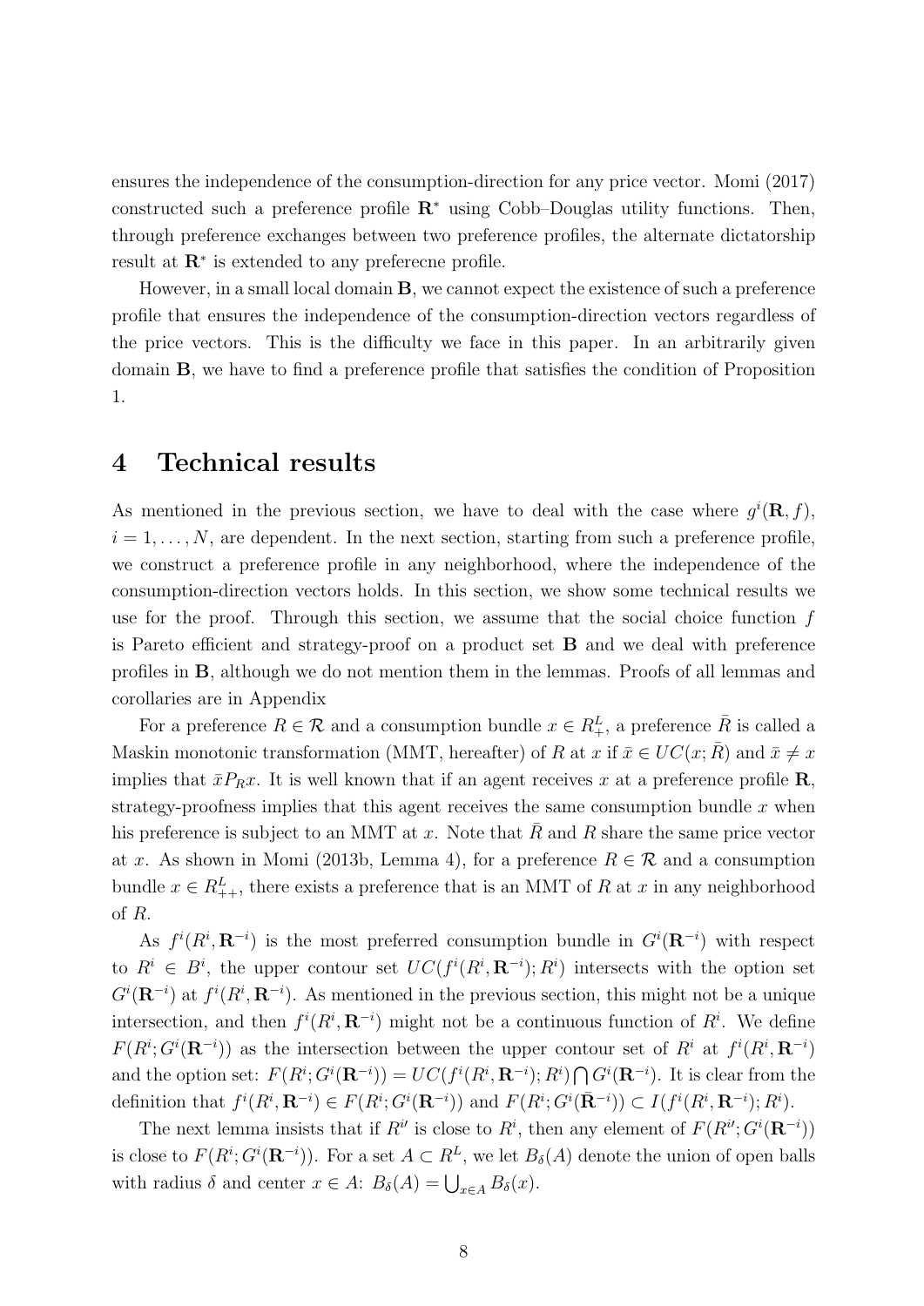ensures the independence of the consumption-direction for any price vector. Momi (2017) constructed such a preference profile $\mathbf{R}^*$ using Cobb–Douglas utility functions. Then, through preference exchanges between two preference profiles, the alternate dictatorship result at $\mathbf{R}^*$ is extended to any preferecne profile.

However, in a small local domain $\mathbf{B}$, we cannot expect the existence of such a preference profile that ensures the independence of the consumption-direction vectors regardless of the price vectors. This is the difficulty we face in this paper. In an arbitrarily given domain $\mathbf{B}$, we have to find a preference profile that satisfies the condition of Proposition 1.

# 4 Technical results

As mentioned in the previous section, we have to deal with the case where $g^i(\mathbf{R}, f)$, $i = 1, \ldots, N$, are dependent. In the next section, starting from such a preference profile, we construct a preference profile in any neighborhood, where the independence of the consumption-direction vectors holds. In this section, we show some technical results we use for the proof. Through this section, we assume that the social choice function $f$ is Pareto efficient and strategy-proof on a product set $\mathbf{B}$ and we deal with preference profiles in $\mathbf{B}$, although we do not mention them in the lemmas. Proofs of all lemmas and corollaries are in Appendix

For a preference $R \in \mathcal{R}$ and a consumption bundle $x \in R^L_+$, a preference $\bar{R}$ is called a Maskin monotonic transformation (MMT, hereafter) of $R$ at $x$ if $\bar{x} \in UC(x; \bar{R})$ and $\bar{x} \neq x$ implies that $\bar{x} P_R x$. It is well known that if an agent receives $x$ at a preference profile $\mathbf{R}$, strategy-proofness implies that this agent receives the same consumption bundle $x$ when his preference is subject to an MMT at $x$. Note that $\bar{R}$ and $R$ share the same price vector at $x$. As shown in Momi (2013b, Lemma 4), for a preference $R \in \mathcal{R}$ and a consumption bundle $x \in R^L_{++}$, there exists a preference that is an MMT of $R$ at $x$ in any neighborhood of $R$.

As $f^i(R^i, \mathbf{R}^{-i})$ is the most preferred consumption bundle in $G^i(\mathbf{R}^{-i})$ with respect to $R^i \in B^i$, the upper contour set $UC(f^i(R^i, \mathbf{R}^{-i}); R^i)$ intersects with the option set $G^i(\mathbf{R}^{-i})$ at $f^i(R^i, \mathbf{R}^{-i})$. As mentioned in the previous section, this might not be a unique intersection, and then $f^i(R^i, \mathbf{R}^{-i})$ might not be a continuous function of $R^i$. We define $F(R^i; G^i(\mathbf{R}^{-i}))$ as the intersection between the upper contour set of $R^i$ at $f^i(R^i, \mathbf{R}^{-i})$ and the option set: $F(R^i; G^i(\mathbf{R}^{-i})) = UC(f^i(R^i, \mathbf{R}^{-i}); R^i) \bigcap G^i(\mathbf{R}^{-i})$. It is clear from the definition that $f^i(R^i, \mathbf{R}^{-i}) \in F(R^i; G^i(\mathbf{R}^{-i}))$ and $F(R^i; G^i(\bar{\mathbf{R}}^{-i})) \subset I(f^i(R^i, \mathbf{R}^{-i}); R^i)$.

The next lemma insists that if $R^{i\prime}$ is close to $R^i$, then any element of $F(R^{i\prime}; G^i(\mathbf{R}^{-i}))$ is close to $F(R^i; G^i(\mathbf{R}^{-i}))$. For a set $A \subset R^L$, we let $B_\delta(A)$ denote the union of open balls with radius $\delta$ and center $x \in A$: $B_\delta(A) = \bigcup_{x \in A} B_\delta(x)$.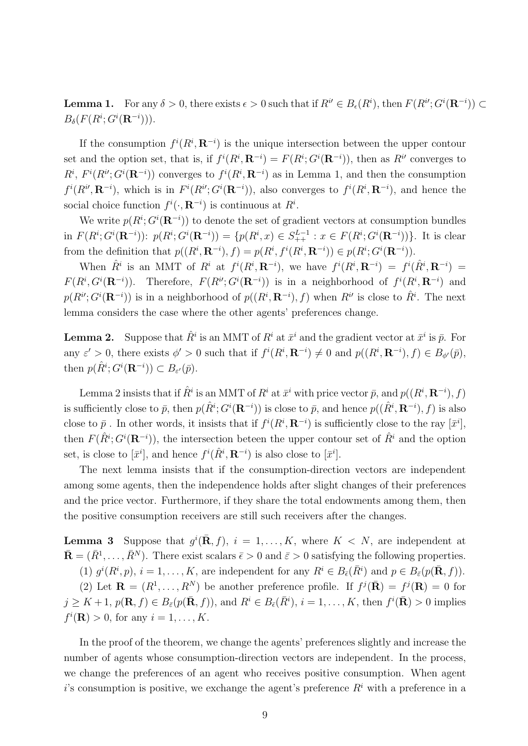**Lemma 1.** For any $\delta > 0$, there exists $\epsilon > 0$ such that if $R^{i\prime} \in B_\epsilon(R^i)$, then $F(R^{i\prime}; G^i(\mathbf{R}^{-i})) \subset B_\delta(F(R^i; G^i(\mathbf{R}^{-i})))$.

If the consumption $f^i(R^i, \mathbf{R}^{-i})$ is the unique intersection between the upper contour set and the option set, that is, if $f^i(R^i, \mathbf{R}^{-i}) = F(R^i; G^i(\mathbf{R}^{-i}))$, then as $R^{i\prime}$ converges to $R^i$, $F^i(R^{i\prime}; G^i(\mathbf{R}^{-i}))$ converges to $f^i(R^i, \mathbf{R}^{-i})$ as in Lemma 1, and then the consumption $f^i(R^{i\prime}, \mathbf{R}^{-i})$, which is in $F^i(R^{i\prime}; G^i(\mathbf{R}^{-i}))$, also converges to $f^i(R^i, \mathbf{R}^{-i})$, and hence the social choice function $f^i(\cdot, \mathbf{R}^{-i})$ is continuous at $R^i$.

We write $p(R^i; G^i(\mathbf{R}^{-i}))$ to denote the set of gradient vectors at consumption bundles in $F(R^i; G^i(\mathbf{R}^{-i}))$: $p(R^i; G^i(\mathbf{R}^{-i})) = \{p(R^i, x) \in S^{L-1}_{++} : x \in F(R^i; G^i(\mathbf{R}^{-i}))\}$. It is clear from the definition that $p((R^i, \mathbf{R}^{-i}), f) = p(R^i, f^i(R^i, \mathbf{R}^{-i})) \in p(R^i; G^i(\mathbf{R}^{-i}))$.

When $\hat{R}^i$ is an MMT of $R^i$ at $f^i(R^i, \mathbf{R}^{-i})$, we have $f^i(R^i, \mathbf{R}^{-i}) = f^i(\hat{R}^i, \mathbf{R}^{-i}) = F(R^i, G^i(\mathbf{R}^{-i}))$. Therefore, $F(R^{i\prime}; G^i(\mathbf{R}^{-i}))$ is in a neighborhood of $f^i(R^i, \mathbf{R}^{-i})$ and $p(R^{i\prime}; G^i(\mathbf{R}^{-i}))$ is in a neighborhood of $p((R^i, \mathbf{R}^{-i}), f)$ when $R^{i\prime}$ is close to $\hat{R}^i$. The next lemma considers the case where the other agents' preferences change.

**Lemma 2.** Suppose that $\hat{R}^i$ is an MMT of $R^i$ at $\bar{x}^i$ and the gradient vector at $\bar{x}^i$ is $\bar{p}$. For any $\varepsilon' > 0$, there exists $\phi' > 0$ such that if $f^i(R^i, \mathbf{R}^{-i}) \neq 0$ and $p((R^i, \mathbf{R}^{-i}), f) \in B_{\phi'}(\bar{p})$, then $p(\hat{R}^i; G^i(\mathbf{R}^{-i})) \subset B_{\varepsilon'}(\bar{p})$.

Lemma 2 insists that if $\hat{R}^i$ is an MMT of $R^i$ at $\bar{x}^i$ with price vector $\bar{p}$, and $p((R^i, \mathbf{R}^{-i}), f)$ is sufficiently close to $\bar{p}$, then $p(\hat{R}^i; G^i(\mathbf{R}^{-i}))$ is close to $\bar{p}$, and hence $p((\hat{R}^i, \mathbf{R}^{-i}), f)$ is also close to $\bar{p}$ . In other words, it insists that if $f^i(R^i, \mathbf{R}^{-i})$ is sufficiently close to the ray $[\bar{x}^i]$, then $F(\hat{R}^i; G^i(\mathbf{R}^{-i}))$, the intersection beteen the upper contour set of $\hat{R}^i$ and the option set, is close to $[\bar{x}^i]$, and hence $f^i(\hat{R}^i, \mathbf{R}^{-i})$ is also close to $[\bar{x}^i]$.

The next lemma insists that if the consumption-direction vectors are independent among some agents, then the independence holds after slight changes of their preferences and the price vector. Furthermore, if they share the total endowments among them, then the positive consumption receivers are still such receivers after the changes.

**Lemma 3** Suppose that $g^i(\bar{\mathbf{R}}, f)$, $i = 1, \ldots, K$, where $K < N$, are independent at $\bar{\mathbf{R}} = (\bar{R}^1, \ldots, \bar{R}^N)$. There exist scalars $\bar{\epsilon} > 0$ and $\bar{\varepsilon} > 0$ satisfying the following properties.

(1) $g^i(R^i, p)$, $i = 1, \ldots, K$, are independent for any $R^i \in B_{\bar{\epsilon}}(\bar{R}^i)$ and $p \in B_{\bar{\varepsilon}}(p(\bar{\mathbf{R}}, f))$.

(2) Let $\mathbf{R} = (R^1, \ldots, R^N)$ be another preference profile. If $f^j(\bar{\mathbf{R}}) = f^j(\mathbf{R}) = 0$ for $j \geq K + 1$, $p(\mathbf{R}, f) \in B_{\bar{\varepsilon}}(p(\bar{\mathbf{R}}, f))$, and $R^i \in B_{\bar{\epsilon}}(\bar{R}^i)$, $i = 1, \ldots, K$, then $f^i(\bar{\mathbf{R}}) > 0$ implies $f^i(\mathbf{R}) > 0$, for any $i = 1, \ldots, K$.

In the proof of the theorem, we change the agents' preferences slightly and increase the number of agents whose consumption-direction vectors are independent. In the process, we change the preferences of an agent who receives positive consumption. When agent $i$'s consumption is positive, we exchange the agent's preference $R^i$ with a preference in a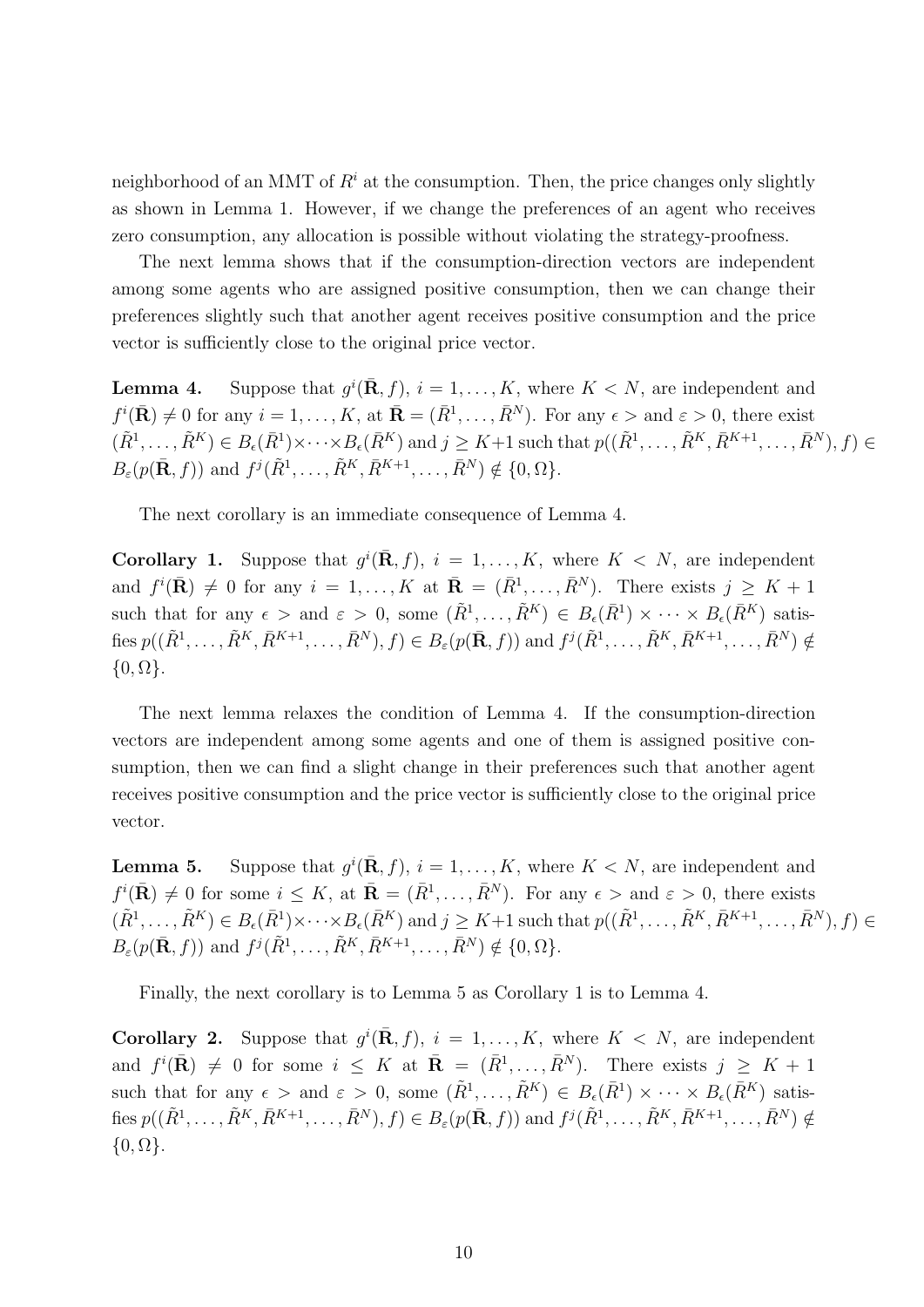neighborhood of an MMT of $R^i$ at the consumption. Then, the price changes only slightly as shown in Lemma 1. However, if we change the preferences of an agent who receives zero consumption, any allocation is possible without violating the strategy-proofness.

The next lemma shows that if the consumption-direction vectors are independent among some agents who are assigned positive consumption, then we can change their preferences slightly such that another agent receives positive consumption and the price vector is sufficiently close to the original price vector.

**Lemma 4.** Suppose that $g^i(\bar{\mathbf{R}}, f)$, $i = 1, \ldots, K$, where $K < N$, are independent and $f^i(\bar{\mathbf{R}}) \neq 0$ for any $i = 1, \ldots, K$, at $\bar{\mathbf{R}} = (\bar{R}^1, \ldots, \bar{R}^N)$. For any $\epsilon >$ and $\varepsilon > 0$, there exist $(\tilde{R}^1, \ldots, \tilde{R}^K) \in B_\epsilon(\bar{R}^1) \times \cdots \times B_\epsilon(\bar{R}^K)$ and $j \geq K+1$ such that $p((\tilde{R}^1, \ldots, \tilde{R}^K, \bar{R}^{K+1}, \ldots, \bar{R}^N), f) \in B_\varepsilon(p(\bar{\mathbf{R}}, f))$ and $f^j(\tilde{R}^1, \ldots, \tilde{R}^K, \bar{R}^{K+1}, \ldots, \bar{R}^N) \notin \{0, \Omega\}$.

The next corollary is an immediate consequence of Lemma 4.

**Corollary 1.** Suppose that $g^i(\bar{\mathbf{R}}, f)$, $i = 1, \ldots, K$, where $K < N$, are independent and $f^i(\bar{\mathbf{R}}) \neq 0$ for any $i = 1, \ldots, K$ at $\bar{\mathbf{R}} = (\bar{R}^1, \ldots, \bar{R}^N)$. There exists $j \geq K + 1$ such that for any $\epsilon >$ and $\varepsilon > 0$, some $(\tilde{R}^1, \ldots, \tilde{R}^K) \in B_\epsilon(\bar{R}^1) \times \cdots \times B_\epsilon(\bar{R}^K)$ satisfies $p((\tilde{R}^1, \ldots, \tilde{R}^K, \bar{R}^{K+1}, \ldots, \bar{R}^N), f) \in B_\varepsilon(p(\bar{\mathbf{R}}, f))$ and $f^j(\tilde{R}^1, \ldots, \tilde{R}^K, \bar{R}^{K+1}, \ldots, \bar{R}^N) \notin \{0, \Omega\}$.

The next lemma relaxes the condition of Lemma 4. If the consumption-direction vectors are independent among some agents and one of them is assigned positive consumption, then we can find a slight change in their preferences such that another agent receives positive consumption and the price vector is sufficiently close to the original price vector.

**Lemma 5.** Suppose that $g^i(\bar{\mathbf{R}}, f)$, $i = 1, \ldots, K$, where $K < N$, are independent and $f^i(\bar{\mathbf{R}}) \neq 0$ for some $i \leq K$, at $\bar{\mathbf{R}} = (\bar{R}^1, \ldots, \bar{R}^N)$. For any $\epsilon >$ and $\varepsilon > 0$, there exists $(\tilde{R}^1, \ldots, \tilde{R}^K) \in B_\epsilon(\bar{R}^1) \times \cdots \times B_\epsilon(\bar{R}^K)$ and $j \geq K+1$ such that $p((\tilde{R}^1, \ldots, \tilde{R}^K, \bar{R}^{K+1}, \ldots, \bar{R}^N), f) \in B_\varepsilon(p(\bar{\mathbf{R}}, f))$ and $f^j(\tilde{R}^1, \ldots, \tilde{R}^K, \bar{R}^{K+1}, \ldots, \bar{R}^N) \notin \{0, \Omega\}$.

Finally, the next corollary is to Lemma 5 as Corollary 1 is to Lemma 4.

**Corollary 2.** Suppose that $g^i(\bar{\mathbf{R}}, f)$, $i = 1, \ldots, K$, where $K < N$, are independent and $f^i(\bar{\mathbf{R}}) \neq 0$ for some $i \leq K$ at $\bar{\mathbf{R}} = (\bar{R}^1, \ldots, \bar{R}^N)$. There exists $j \geq K + 1$ such that for any $\epsilon >$ and $\varepsilon > 0$, some $(\tilde{R}^1, \ldots, \tilde{R}^K) \in B_\epsilon(\bar{R}^1) \times \cdots \times B_\epsilon(\bar{R}^K)$ satisfies $p((\tilde{R}^1, \ldots, \tilde{R}^K, \bar{R}^{K+1}, \ldots, \bar{R}^N), f) \in B_\varepsilon(p(\bar{\mathbf{R}}, f))$ and $f^j(\tilde{R}^1, \ldots, \tilde{R}^K, \bar{R}^{K+1}, \ldots, \bar{R}^N) \notin \{0, \Omega\}$.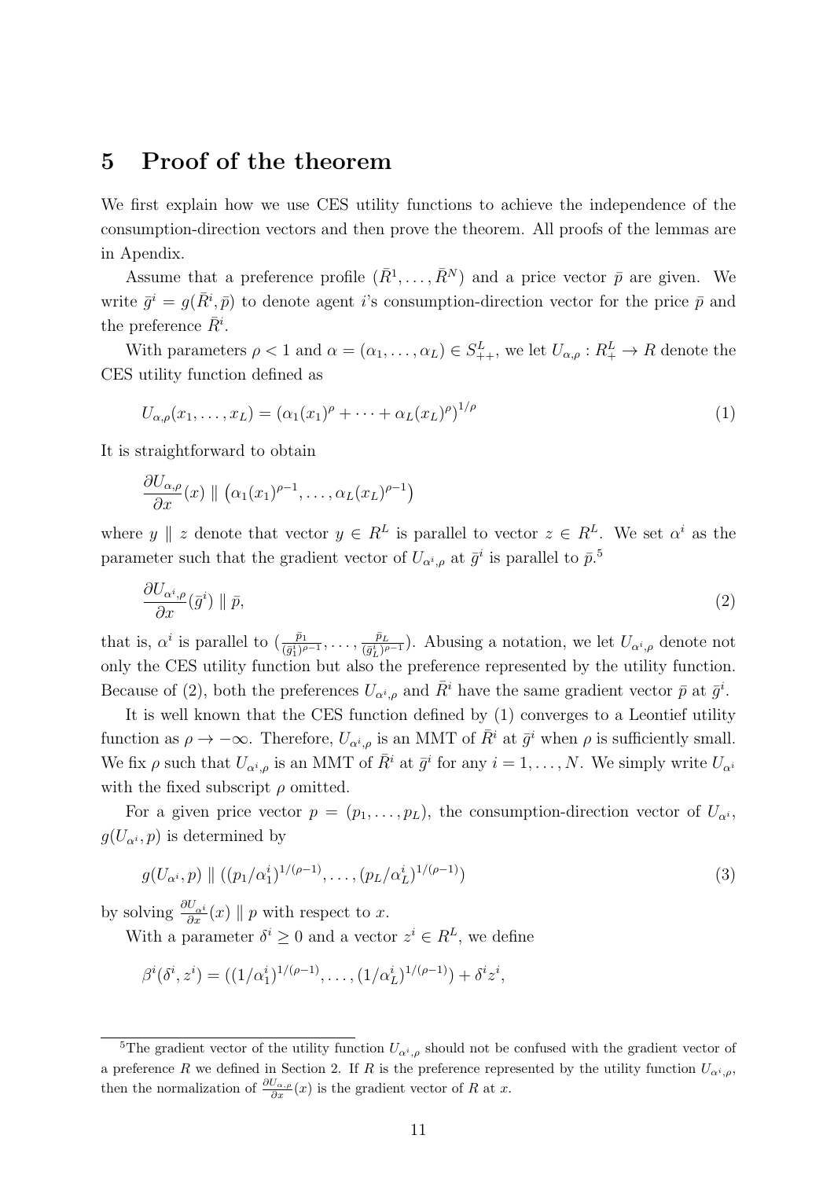# 5 Proof of the theorem

We first explain how we use CES utility functions to achieve the independence of the consumption-direction vectors and then prove the theorem. All proofs of the lemmas are in Apendix.

Assume that a preference profile $(\bar{R}^1, \ldots, \bar{R}^N)$ and a price vector $\bar{p}$ are given. We write $\bar{g}^i = g(\bar{R}^i, \bar{p})$ to denote agent $i$'s consumption-direction vector for the price $\bar{p}$ and the preference $\bar{R}^i$.

With parameters $\rho < 1$ and $\alpha = (\alpha_1, \ldots, \alpha_L) \in S^L_{++}$, we let $U_{\alpha,\rho} : R^L_+ \to R$ denote the CES utility function defined as

$$U_{\alpha,\rho}(x_1, \ldots, x_L) = (\alpha_1(x_1)^\rho + \cdots + \alpha_L(x_L)^\rho)^{1/\rho} \tag{1}$$

It is straightforward to obtain

$$\frac{\partial U_{\alpha,\rho}}{\partial x}(x) \parallel \left(\alpha_1(x_1)^{\rho-1}, \ldots, \alpha_L(x_L)^{\rho-1}\right)$$

where $y \parallel z$ denote that vector $y \in R^L$ is parallel to vector $z \in R^L$. We set $\alpha^i$ as the parameter such that the gradient vector of $U_{\alpha^i,\rho}$ at $\bar{g}^i$ is parallel to $\bar{p}$.[5]

$$\frac{\partial U_{\alpha^i,\rho}}{\partial x}(\bar{g}^i) \parallel \bar{p}, \tag{2}$$

that is, $\alpha^i$ is parallel to $(\frac{\bar{p}_1}{(\bar{g}^i_1)^{\rho-1}}, \ldots, \frac{\bar{p}_L}{(\bar{g}^i_L)^{\rho-1}})$. Abusing a notation, we let $U_{\alpha^i,\rho}$ denote not only the CES utility function but also the preference represented by the utility function. Because of (2), both the preferences $U_{\alpha^i,\rho}$ and $\bar{R}^i$ have the same gradient vector $\bar{p}$ at $\bar{g}^i$.

It is well known that the CES function defined by (1) converges to a Leontief utility function as $\rho \to -\infty$. Therefore, $U_{\alpha^i,\rho}$ is an MMT of $\bar{R}^i$ at $\bar{g}^i$ when $\rho$ is sufficiently small. We fix $\rho$ such that $U_{\alpha^i,\rho}$ is an MMT of $\bar{R}^i$ at $\bar{g}^i$ for any $i = 1, \ldots, N$. We simply write $U_{\alpha^i}$ with the fixed subscript $\rho$ omitted.

For a given price vector $p = (p_1, \ldots, p_L)$, the consumption-direction vector of $U_{\alpha^i}$, $g(U_{\alpha^i}, p)$ is determined by

$$g(U_{\alpha^i}, p) \parallel ((p_1/\alpha^i_1)^{1/(\rho-1)}, \ldots, (p_L/\alpha^i_L)^{1/(\rho-1)}) \tag{3}$$

by solving $\frac{\partial U_{\alpha^i}}{\partial x}(x) \parallel p$ with respect to $x$.

With a parameter $\delta^i \geq 0$ and a vector $z^i \in R^L$, we define

$$\beta^i(\delta^i, z^i) = ((1/\alpha^i_1)^{1/(\rho-1)}, \ldots, (1/\alpha^i_L)^{1/(\rho-1)}) + \delta^i z^i,$$

[5] The gradient vector of the utility function $U_{\alpha^i,\rho}$ should not be confused with the gradient vector of a preference $R$ we defined in Section 2. If $R$ is the preference represented by the utility function $U_{\alpha^i,\rho}$, then the normalization of $\frac{\partial U_{\alpha,\rho}}{\partial x}(x)$ is the gradient vector of $R$ at $x$.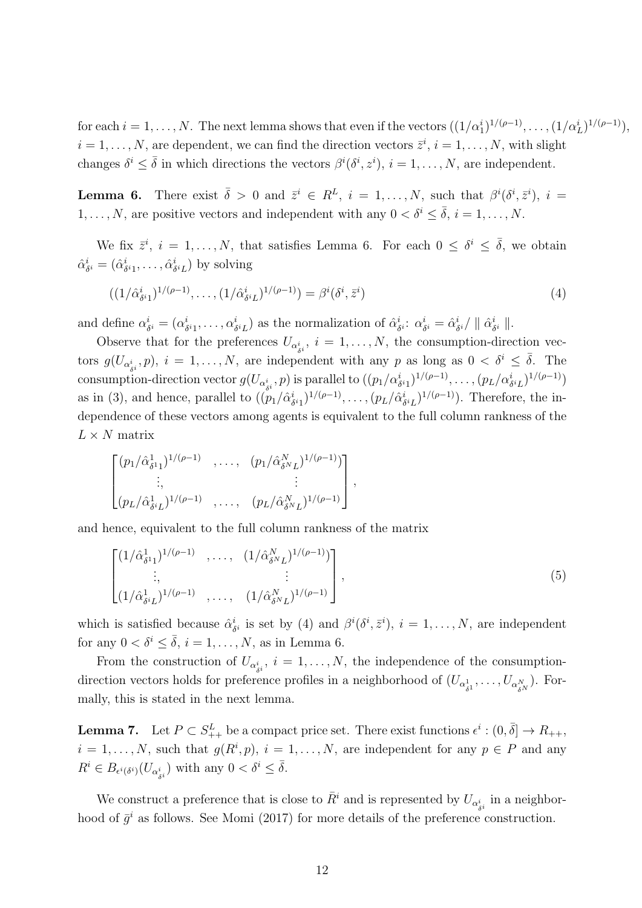for each $i = 1, \ldots, N$. The next lemma shows that even if the vectors $((1/\alpha_1^i)^{1/(\rho-1)}, \ldots, (1/\alpha_L^i)^{1/(\rho-1)})$, $i = 1, \ldots, N$, are dependent, we can find the direction vectors $\bar{z}^i$, $i = 1, \ldots, N$, with slight changes $\delta^i \leq \bar{\delta}$ in which directions the vectors $\beta^i(\delta^i, z^i)$, $i = 1, \ldots, N$, are independent.

**Lemma 6.** There exist $\bar{\delta} > 0$ and $\bar{z}^i \in R^L$, $i = 1, \ldots, N$, such that $\beta^i(\delta^i, \bar{z}^i)$, $i = 1, \ldots, N$, are positive vectors and independent with any $0 < \delta^i \leq \bar{\delta}$, $i = 1, \ldots, N$.

We fix $\bar{z}^i$, $i = 1, \ldots, N$, that satisfies Lemma 6. For each $0 \leq \delta^i \leq \bar{\delta}$, we obtain $\hat{\alpha}^i_{\delta^i} = (\hat{\alpha}^i_{\delta^i 1}, \ldots, \hat{\alpha}^i_{\delta^i L})$ by solving

$$((1/\hat{\alpha}^i_{\delta^i 1})^{1/(\rho-1)}, \ldots, (1/\hat{\alpha}^i_{\delta^i L})^{1/(\rho-1)}) = \beta^i(\delta^i, \bar{z}^i) \tag{4}$$

and define $\alpha^i_{\delta^i} = (\alpha^i_{\delta^i 1}, \ldots, \alpha^i_{\delta^i L})$ as the normalization of $\hat{\alpha}^i_{\delta^i}$: $\alpha^i_{\delta^i} = \hat{\alpha}^i_{\delta^i} / \parallel \hat{\alpha}^i_{\delta^i} \parallel$.

Observe that for the preferences $U_{\alpha^i_{\delta^i}}$, $i = 1, \ldots, N$, the consumption-direction vectors $g(U_{\alpha^i_{\delta^i}}, p)$, $i = 1, \ldots, N$, are independent with any $p$ as long as $0 < \delta^i \leq \bar{\delta}$. The consumption-direction vector $g(U_{\alpha^i_{\delta^i}}, p)$ is parallel to $((p_1/\alpha^i_{\delta^i 1})^{1/(\rho-1)}, \ldots, (p_L/\alpha^i_{\delta^i L})^{1/(\rho-1)})$ as in (3), and hence, parallel to $((p_1/\hat{\alpha}^i_{\delta^i 1})^{1/(\rho-1)}, \ldots, (p_L/\hat{\alpha}^i_{\delta^i L})^{1/(\rho-1)})$. Therefore, the independence of these vectors among agents is equivalent to the full column rankness of the $L \times N$ matrix

$$\begin{bmatrix} (p_1/\hat{\alpha}^1_{\delta^1 1})^{1/(\rho-1)} & , \ldots, & (p_1/\hat{\alpha}^N_{\delta^N L})^{1/(\rho-1)}) \\ \vdots, & & \vdots \\ (p_L/\hat{\alpha}^1_{\delta^i L})^{1/(\rho-1)} & , \ldots, & (p_L/\hat{\alpha}^N_{\delta^N L})^{1/(\rho-1)} \end{bmatrix},$$

and hence, equivalent to the full column rankness of the matrix

$$\begin{bmatrix} (1/\hat{\alpha}^1_{\delta^1 1})^{1/(\rho-1)} & , \ldots, & (1/\hat{\alpha}^N_{\delta^N L})^{1/(\rho-1)}) \\ \vdots, & & \vdots \\ (1/\hat{\alpha}^1_{\delta^i L})^{1/(\rho-1)} & , \ldots, & (1/\hat{\alpha}^N_{\delta^N L})^{1/(\rho-1)} \end{bmatrix}, \tag{5}$$

which is satisfied because $\hat{\alpha}^i_{\delta^i}$ is set by (4) and $\beta^i(\delta^i, \bar{z}^i)$, $i = 1, \ldots, N$, are independent for any $0 < \delta^i \leq \bar{\delta}$, $i = 1, \ldots, N$, as in Lemma 6.

From the construction of $U_{\alpha^i_{\delta^i}}$, $i = 1, \ldots, N$, the independence of the consumption-direction vectors holds for preference profiles in a neighborhood of $(U_{\alpha^1_{\delta^1}}, \ldots, U_{\alpha^N_{\delta^N}})$. Formally, this is stated in the next lemma.

**Lemma 7.** Let $P \subset S^L_{++}$ be a compact price set. There exist functions $\epsilon^i : (0, \bar{\delta}] \to R_{++}$, $i = 1, \ldots, N$, such that $g(R^i, p)$, $i = 1, \ldots, N$, are independent for any $p \in P$ and any $R^i \in B_{\epsilon^i(\delta^i)}(U_{\alpha^i_{\delta^i}})$ with any $0 < \delta^i \leq \bar{\delta}$.

We construct a preference that is close to $\bar{R}^i$ and is represented by $U_{\alpha^i_{\delta^i}}$ in a neighborhood of $\bar{g}^i$ as follows. See Momi (2017) for more details of the preference construction.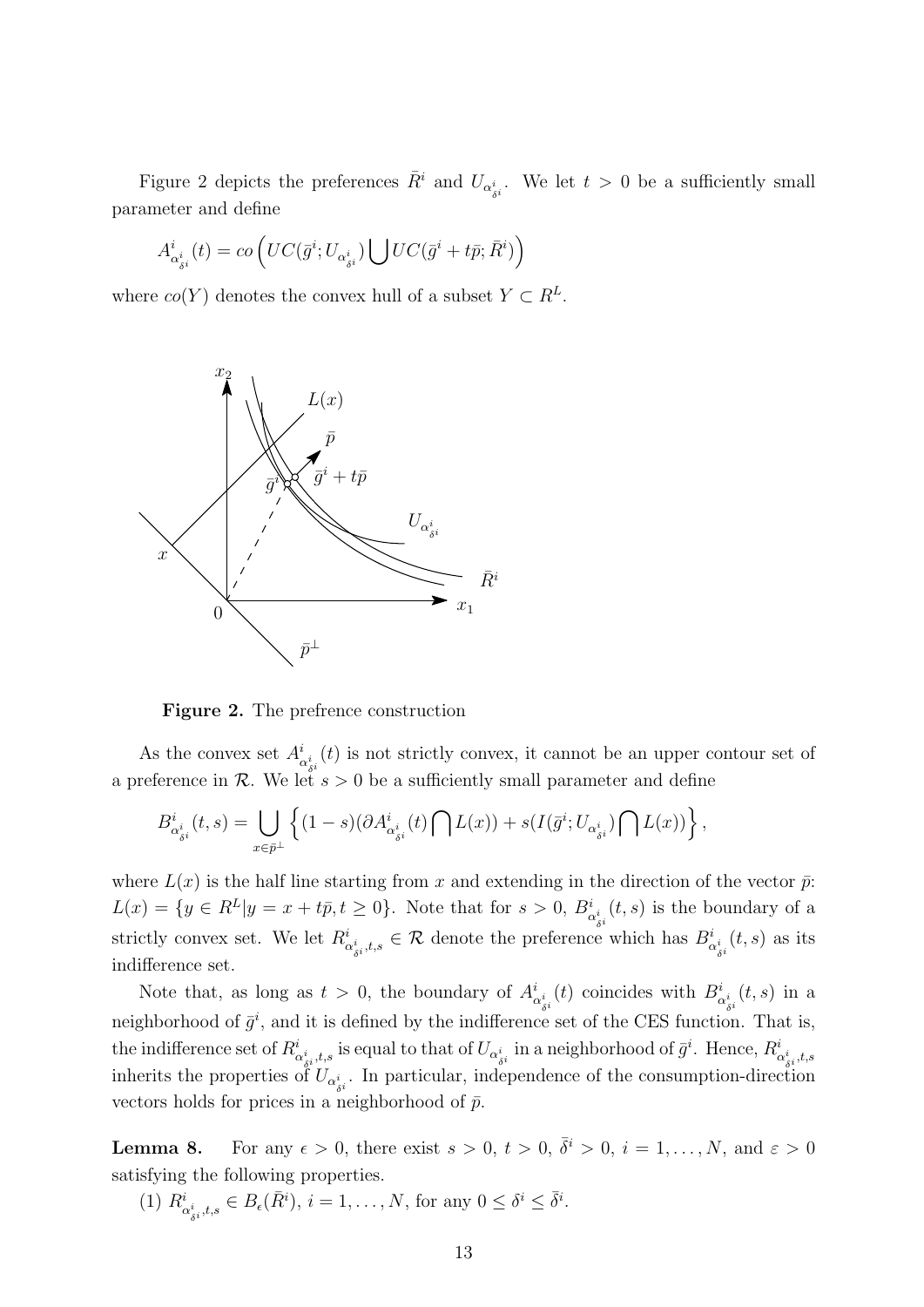Figure 2 depicts the preferences $\bar{R}^i$ and $U_{\alpha^i_{\delta^i}}$. We let $t > 0$ be a sufficiently small parameter and define

$$A^i_{\alpha^i_{\delta^i}}(t) = co\left(UC(\bar{g}^i; U_{\alpha^i_{\delta^i}}) \bigcup UC(\bar{g}^i + t\bar{p}; \bar{R}^i)\right)$$

where $co(Y)$ denotes the convex hull of a subset $Y \subset R^L$.

**Figure 2.** The prefrence construction

As the convex set $A^i_{\alpha^i_{\delta^i}}(t)$ is not strictly convex, it cannot be an upper contour set of a preference in $\mathcal{R}$. We let $s > 0$ be a sufficiently small parameter and define

$$B^i_{\alpha^i_{\delta^i}}(t, s) = \bigcup_{x \in \bar{p}^\perp} \left\{(1-s)(\partial A^i_{\alpha^i_{\delta^i}}(t) \bigcap L(x)) + s(I(\bar{g}^i; U_{\alpha^i_{\delta^i}}) \bigcap L(x))\right\},$$

where $L(x)$ is the half line starting from $x$ and extending in the direction of the vector $\bar{p}$: $L(x) = \{y \in R^L | y = x + t\bar{p}, t \geq 0\}$. Note that for $s > 0$, $B^i_{\alpha^i_{\delta^i}}(t, s)$ is the boundary of a strictly convex set. We let $R^i_{\alpha^i_{\delta^i}, t, s} \in \mathcal{R}$ denote the preference which has $B^i_{\alpha^i_{\delta^i}}(t, s)$ as its indifference set.

Note that, as long as $t > 0$, the boundary of $A^i_{\alpha^i_{\delta^i}}(t)$ coincides with $B^i_{\alpha^i_{\delta^i}}(t, s)$ in a neighborhood of $\bar{g}^i$, and it is defined by the indifference set of the CES function. That is, the indifference set of $R^i_{\alpha^i_{\delta^i}, t, s}$ is equal to that of $U_{\alpha^i_{\delta^i}}$ in a neighborhood of $\bar{g}^i$. Hence, $R^i_{\alpha^i_{\delta^i}, t, s}$ inherits the properties of $U_{\alpha^i_{\delta^i}}$. In particular, independence of the consumption-direction vectors holds for prices in a neighborhood of $\bar{p}$.

**Lemma 8.** For any $\epsilon > 0$, there exist $s > 0$, $t > 0$, $\bar{\delta}^i > 0$, $i = 1, \ldots, N$, and $\varepsilon > 0$ satisfying the following properties.

(1) $R^i_{\alpha^i_{\delta^i}, t, s} \in B_\epsilon(\bar{R}^i)$, $i = 1, \ldots, N$, for any $0 \leq \delta^i \leq \bar{\delta}^i$.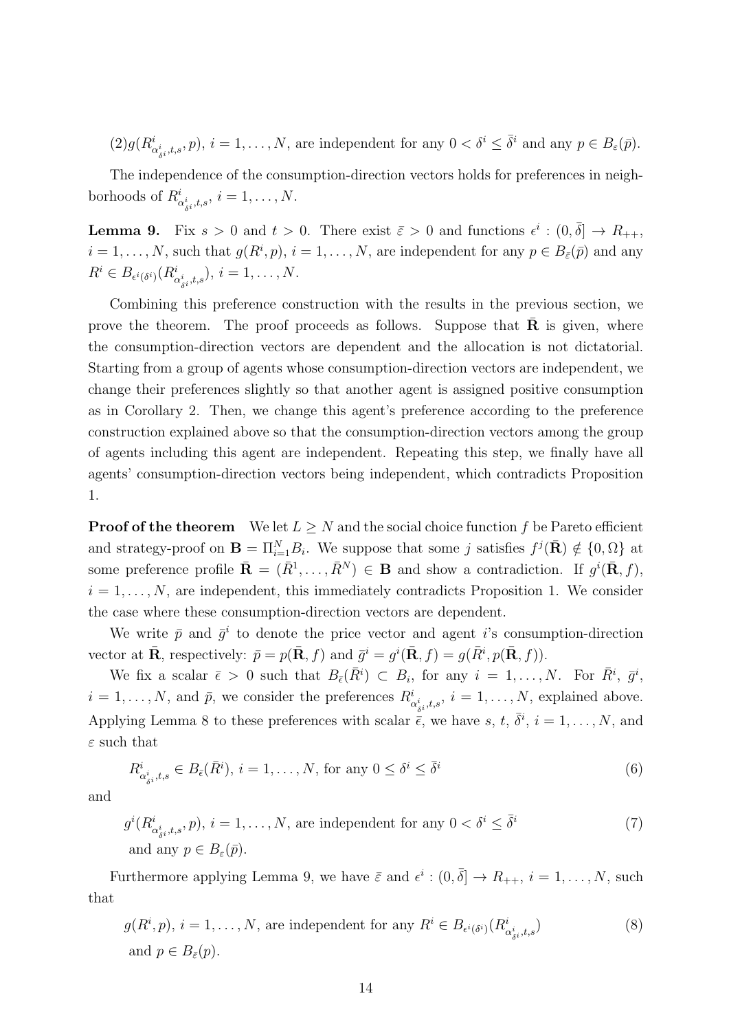(2)$g(R^i_{\alpha^i_{\delta^i},t,s}, p)$, $i = 1, \ldots, N$, are independent for any $0 < \delta^i \leq \bar{\delta}^i$ and any $p \in B_\varepsilon(\bar{p})$.

The independence of the consumption-direction vectors holds for preferences in neighborhoods of $R^i_{\alpha^i_{\delta^i},t,s}$, $i = 1, \ldots, N$.

**Lemma 9.** Fix $s > 0$ and $t > 0$. There exist $\bar{\varepsilon} > 0$ and functions $\epsilon^i : (0, \bar{\delta}] \to R_{++}$, $i = 1, \ldots, N$, such that $g(R^i, p)$, $i = 1, \ldots, N$, are independent for any $p \in B_{\bar{\varepsilon}}(\bar{p})$ and any $R^i \in B_{\epsilon^i(\delta^i)}(R^i_{\alpha^i_{\delta^i},t,s})$, $i = 1, \ldots, N$.

Combining this preference construction with the results in the previous section, we prove the theorem. The proof proceeds as follows. Suppose that $\bar{\mathbf{R}}$ is given, where the consumption-direction vectors are dependent and the allocation is not dictatorial. Starting from a group of agents whose consumption-direction vectors are independent, we change their preferences slightly so that another agent is assigned positive consumption as in Corollary 2. Then, we change this agent's preference according to the preference construction explained above so that the consumption-direction vectors among the group of agents including this agent are independent. Repeating this step, we finally have all agents' consumption-direction vectors being independent, which contradicts Proposition 1.

**Proof of the theorem** We let $L \geq N$ and the social choice function $f$ be Pareto efficient and strategy-proof on $\mathbf{B} = \Pi_{i=1}^N B_i$. We suppose that some $j$ satisfies $f^j(\bar{\mathbf{R}}) \notin \{0, \Omega\}$ at some preference profile $\bar{\mathbf{R}} = (\bar{R}^1, \ldots, \bar{R}^N) \in \mathbf{B}$ and show a contradiction. If $g^i(\bar{\mathbf{R}}, f)$, $i = 1, \ldots, N$, are independent, this immediately contradicts Proposition 1. We consider the case where these consumption-direction vectors are dependent.

We write $\bar{p}$ and $\bar{g}^i$ to denote the price vector and agent $i$'s consumption-direction vector at $\bar{\mathbf{R}}$, respectively: $\bar{p} = p(\bar{\mathbf{R}}, f)$ and $\bar{g}^i = g^i(\bar{\mathbf{R}}, f) = g(\bar{R}^i, p(\bar{\mathbf{R}}, f))$.

We fix a scalar $\bar{\epsilon} > 0$ such that $B_{\bar{\epsilon}}(\bar{R}^i) \subset B_i$, for any $i = 1, \ldots, N$. For $\bar{R}^i$, $\bar{g}^i$, $i = 1, \ldots, N$, and $\bar{p}$, we consider the preferences $R^i_{\alpha^i_{\delta^i},t,s}$, $i = 1, \ldots, N$, explained above. Applying Lemma 8 to these preferences with scalar $\bar{\epsilon}$, we have $s$, $t$, $\bar{\delta}^i$, $i = 1, \ldots, N$, and $\varepsilon$ such that

$$R^i_{\alpha^i_{\delta^i},t,s} \in B_{\bar{\epsilon}}(\bar{R}^i),\ i = 1, \ldots, N, \text{ for any } 0 \leq \delta^i \leq \bar{\delta}^i \tag{6}$$

and

$$g^i(R^i_{\alpha^i_{\delta^i},t,s}, p),\ i = 1, \ldots, N, \text{ are independent for any } 0 < \delta^i \leq \bar{\delta}^i \text{ and any } p \in B_\varepsilon(\bar{p}). \tag{7}$$

Furthermore applying Lemma 9, we have $\bar{\varepsilon}$ and $\epsilon^i : (0, \bar{\delta}] \to R_{++}$, $i = 1, \ldots, N$, such that

$$g(R^i, p),\ i = 1, \ldots, N, \text{ are independent for any } R^i \in B_{\epsilon^i(\delta^i)}(R^i_{\alpha^i_{\delta^i},t,s}) \text{ and } p \in B_{\bar{\varepsilon}}(p). \tag{8}$$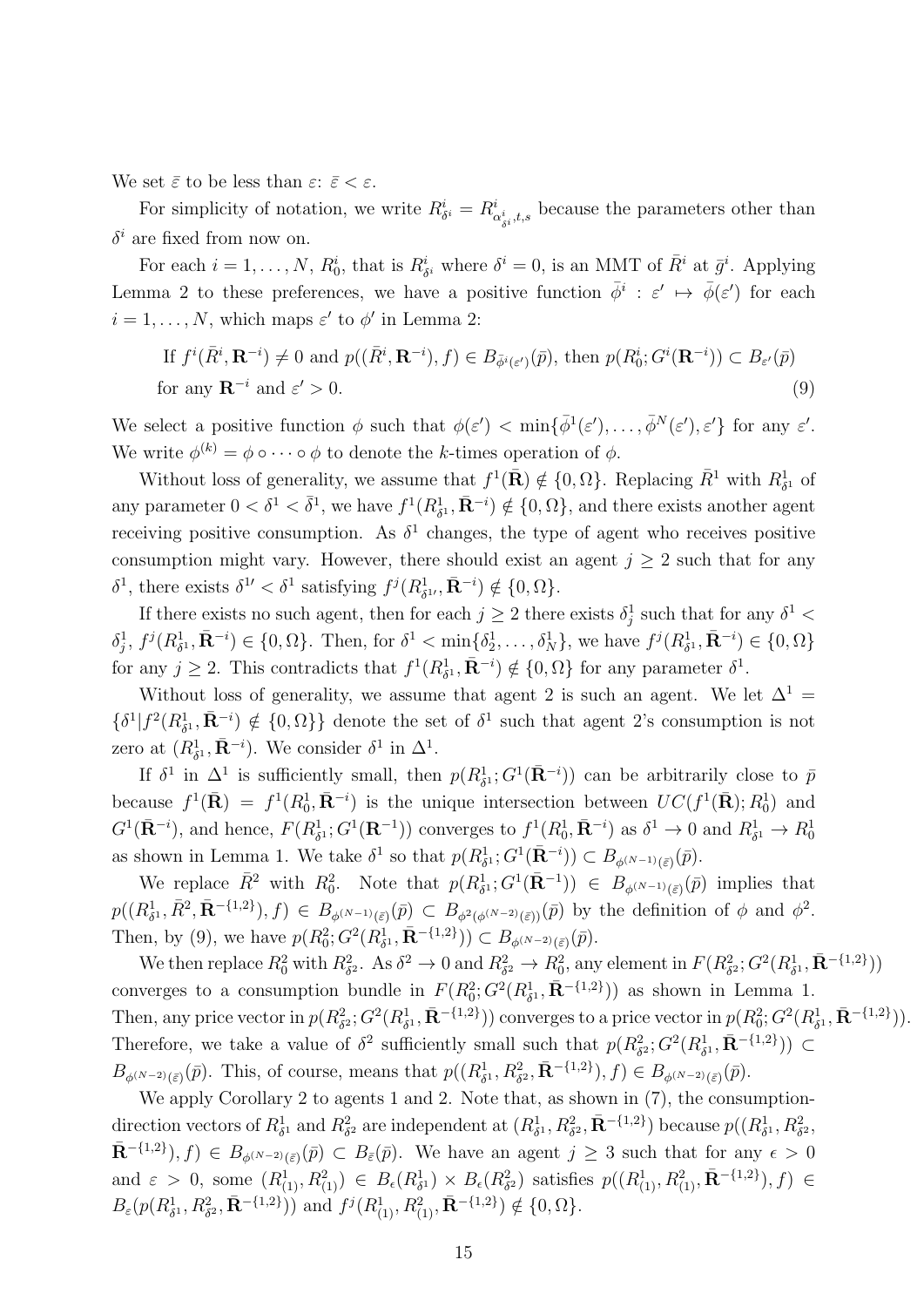We set $\bar{\varepsilon}$ to be less than $\varepsilon$: $\bar{\varepsilon} < \varepsilon$.

For simplicity of notation, we write $R^i_{\delta^i} = R^i_{\alpha^i_{\delta^i},t,s}$ because the parameters other than $\delta^i$ are fixed from now on.

For each $i = 1, \ldots, N$, $R^i_0$, that is $R^i_{\delta^i}$ where $\delta^i = 0$, is an MMT of $\bar{R}^i$ at $\bar{g}^i$. Applying Lemma 2 to these preferences, we have a positive function $\bar{\phi}^i : \varepsilon' \mapsto \bar{\phi}(\varepsilon')$ for each $i = 1, \ldots, N$, which maps $\varepsilon'$ to $\phi'$ in Lemma 2:

$$\text{If } f^i(\bar{R}^i, \mathbf{R}^{-i}) \neq 0 \text{ and } p((\bar{R}^i, \mathbf{R}^{-i}), f) \in B_{\bar{\phi}^i(\varepsilon')}(\bar{p}), \text{ then } p(R^i_0; G^i(\mathbf{R}^{-i})) \subset B_{\varepsilon'}(\bar{p}) \text{ for any } \mathbf{R}^{-i} \text{ and } \varepsilon' > 0. \tag{9}$$

We select a positive function $\phi$ such that $\phi(\varepsilon') < \min\{\bar{\phi}^1(\varepsilon'), \ldots, \bar{\phi}^N(\varepsilon'), \varepsilon'\}$ for any $\varepsilon'$. We write $\phi^{(k)} = \phi \circ \cdots \circ \phi$ to denote the $k$-times operation of $\phi$.

Without loss of generality, we assume that $f^1(\bar{\mathbf{R}}) \notin \{0, \Omega\}$. Replacing $\bar{R}^1$ with $R^1_{\delta^1}$ of any parameter $0 < \delta^1 < \bar{\delta}^1$, we have $f^1(R^1_{\delta^1}, \bar{\mathbf{R}}^{-i}) \notin \{0, \Omega\}$, and there exists another agent receiving positive consumption. As $\delta^1$ changes, the type of agent who receives positive consumption might vary. However, there should exist an agent $j \geq 2$ such that for any $\delta^1$, there exists $\delta^{1\prime} < \delta^1$ satisfying $f^j(R^1_{\delta^{1\prime}}, \bar{\mathbf{R}}^{-i}) \notin \{0, \Omega\}$.

If there exists no such agent, then for each $j \geq 2$ there exists $\delta^1_j$ such that for any $\delta^1 < \delta^1_j$, $f^j(R^1_{\delta^1}, \bar{\mathbf{R}}^{-i}) \in \{0, \Omega\}$. Then, for $\delta^1 < \min\{\delta^1_2, \ldots, \delta^1_N\}$, we have $f^j(R^1_{\delta^1}, \bar{\mathbf{R}}^{-i}) \in \{0, \Omega\}$ for any $j \geq 2$. This contradicts that $f^1(R^1_{\delta^1}, \bar{\mathbf{R}}^{-i}) \notin \{0, \Omega\}$ for any parameter $\delta^1$.

Without loss of generality, we assume that agent 2 is such an agent. We let $\Delta^1 = \{\delta^1 | f^2(R^1_{\delta^1}, \bar{\mathbf{R}}^{-i}) \notin \{0, \Omega\}\}$ denote the set of $\delta^1$ such that agent 2's consumption is not zero at $(R^1_{\delta^1}, \bar{\mathbf{R}}^{-i})$. We consider $\delta^1$ in $\Delta^1$.

If $\delta^1$ in $\Delta^1$ is sufficiently small, then $p(R^1_{\delta^1}; G^1(\bar{\mathbf{R}}^{-i}))$ can be arbitrarily close to $\bar{p}$ because $f^1(\bar{\mathbf{R}}) = f^1(R^1_0, \bar{\mathbf{R}}^{-i})$ is the unique intersection between $UC(f^1(\bar{\mathbf{R}}); R^1_0)$ and $G^1(\bar{\mathbf{R}}^{-i})$, and hence, $F(R^1_{\delta^1}; G^1(\mathbf{R}^{-1}))$ converges to $f^1(R^1_0, \bar{\mathbf{R}}^{-i})$ as $\delta^1 \to 0$ and $R^1_{\delta^1} \to R^1_0$ as shown in Lemma 1. We take $\delta^1$ so that $p(R^1_{\delta^1}; G^1(\bar{\mathbf{R}}^{-i})) \subset B_{\phi^{(N-1)}(\bar{\varepsilon})}(\bar{p})$.

We replace $\bar{R}^2$ with $R^2_0$. Note that $p(R^1_{\delta^1}; G^1(\bar{\mathbf{R}}^{-1})) \in B_{\phi^{(N-1)}(\bar{\varepsilon})}(\bar{p})$ implies that $p((R^1_{\delta^1}, \bar{R}^2, \bar{\mathbf{R}}^{-\{1,2\}}), f) \in B_{\phi^{(N-1)}(\bar{\varepsilon})}(\bar{p}) \subset B_{\phi^2(\phi^{(N-2)}(\bar{\varepsilon}))}(\bar{p})$ by the definition of $\phi$ and $\phi^2$. Then, by (9), we have $p(R^2_0; G^2(R^1_{\delta^1}, \bar{\mathbf{R}}^{-\{1,2\}})) \subset B_{\phi^{(N-2)}(\bar{\varepsilon})}(\bar{p})$.

We then replace $R^2_0$ with $R^2_{\delta^2}$. As $\delta^2 \to 0$ and $R^2_{\delta^2} \to R^2_0$, any element in $F(R^2_{\delta^2}; G^2(R^1_{\delta^1}, \bar{\mathbf{R}}^{-\{1,2\}}))$ converges to a consumption bundle in $F(R^2_0; G^2(R^1_{\delta^1}, \bar{\mathbf{R}}^{-\{1,2\}}))$ as shown in Lemma 1. Then, any price vector in $p(R^2_{\delta^2}; G^2(R^1_{\delta^1}, \bar{\mathbf{R}}^{-\{1,2\}}))$ converges to a price vector in $p(R^2_0; G^2(R^1_{\delta^1}, \bar{\mathbf{R}}^{-\{1,2\}}))$. Therefore, we take a value of $\delta^2$ sufficiently small such that $p(R^2_{\delta^2}; G^2(R^1_{\delta^1}, \bar{\mathbf{R}}^{-\{1,2\}})) \subset B_{\phi^{(N-2)}(\bar{\varepsilon})}(\bar{p})$. This, of course, means that $p((R^1_{\delta^1}, R^2_{\delta^2}, \bar{\mathbf{R}}^{-\{1,2\}}), f) \in B_{\phi^{(N-2)}(\bar{\varepsilon})}(\bar{p})$.

We apply Corollary 2 to agents 1 and 2. Note that, as shown in (7), the consumption-direction vectors of $R^1_{\delta^1}$ and $R^2_{\delta^2}$ are independent at $(R^1_{\delta^1}, R^2_{\delta^2}, \bar{\mathbf{R}}^{-\{1,2\}})$ because $p((R^1_{\delta^1}, R^2_{\delta^2}, \bar{\mathbf{R}}^{-\{1,2\}}), f) \in B_{\phi^{(N-2)}(\bar{\varepsilon})}(\bar{p}) \subset B_{\bar{\varepsilon}}(\bar{p})$. We have an agent $j \geq 3$ such that for any $\epsilon > 0$ and $\varepsilon > 0$, some $(R^1_{(1)}, R^2_{(1)}) \in B_\epsilon(R^1_{\delta^1}) \times B_\epsilon(R^2_{\delta^2})$ satisfies $p((R^1_{(1)}, R^2_{(1)}, \bar{\mathbf{R}}^{-\{1,2\}}), f) \in B_\varepsilon(p(R^1_{\delta^1}, R^2_{\delta^2}, \bar{\mathbf{R}}^{-\{1,2\}}))$ and $f^j(R^1_{(1)}, R^2_{(1)}, \bar{\mathbf{R}}^{-\{1,2\}}) \notin \{0, \Omega\}$.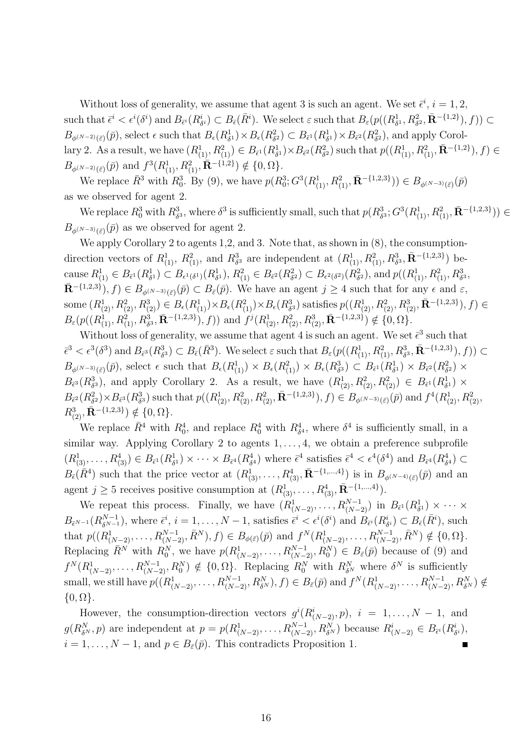Without loss of generality, we assume that agent 3 is such an agent. We set $\bar{\epsilon}^i$, $i = 1, 2$, such that $\bar{\epsilon}^i < \epsilon^i(\delta^i)$ and $B_{\bar{\epsilon}^i}(R^i_{\delta^i}) \subset B_{\bar{\epsilon}}(\bar{R}^i)$. We select $\varepsilon$ such that $B_\varepsilon(p((R^1_{\delta^1}, R^2_{\delta^2}, \bar{\mathbf{R}}^{-\{1,2\}}), f)) \subset B_{\phi^{(N-2)}(\bar{\varepsilon})}(\bar{p})$, select $\epsilon$ such that $B_\epsilon(R^1_{\delta^1}) \times B_\epsilon(R^2_{\delta^2}) \subset B_{\bar{\epsilon}^1}(R^1_{\delta^1}) \times B_{\bar{\epsilon}^2}(R^2_{\delta^2})$, and apply Corollary 2. As a result, we have $(R^1_{(1)}, R^2_{(1)}) \in B_{\bar{\epsilon}^1}(R^1_{\delta^1}) \times B_{\bar{\epsilon}^2}(R^2_{\delta^2})$ such that $p((R^1_{(1)}, R^2_{(1)}, \bar{\mathbf{R}}^{-\{1,2\}}), f) \in B_{\phi^{(N-2)}(\bar{\varepsilon})}(\bar{p})$ and $f^3(R^1_{(1)}, R^2_{(1)}, \bar{\mathbf{R}}^{-\{1,2\}}) \notin \{0, \Omega\}$.

We replace $\bar{R}^3$ with $R^3_0$. By (9), we have $p(R^3_0; G^3(R^1_{(1)}, R^2_{(1)}, \bar{\mathbf{R}}^{-\{1,2,3\}})) \in B_{\phi^{(N-3)}(\bar{\varepsilon})}(\bar{p})$ as we observed for agent 2.

We replace $R^3_0$ with $R^3_{\delta^3}$, where $\delta^3$ is sufficiently small, such that $p(R^3_{\delta^3}; G^3(R^1_{(1)}, R^2_{(1)}, \bar{\mathbf{R}}^{-\{1,2,3\}})) \in B_{\phi^{(N-3)}(\bar{\varepsilon})}(\bar{p})$ as we observed for agent 2.

We apply Corollary 2 to agents 1,2, and 3. Note that, as shown in (8), the consumption-direction vectors of $R^1_{(1)}$, $R^2_{(1)}$, and $R^3_{\delta^3}$ are independent at $(R^1_{(1)}, R^2_{(1)}, R^3_{\delta^3}, \bar{\mathbf{R}}^{-\{1,2,3\}})$ because $R^1_{(1)} \in B_{\bar{\epsilon}^1}(R^1_{\delta^1}) \subset B_{\epsilon^1(\delta^1)}(R^1_{\delta^1})$, $R^2_{(1)} \in B_{\bar{\epsilon}^2}(R^2_{\delta^2}) \subset B_{\epsilon^2(\delta^2)}(R^2_{\delta^2})$, and $p((R^1_{(1)}, R^2_{(1)}, R^3_{\delta^3}, \bar{\mathbf{R}}^{-\{1,2,3\}}), f) \in B_{\phi^{(N-3)}(\bar{\varepsilon})}(\bar{p}) \subset B_{\bar{\varepsilon}}(\bar{p})$. We have an agent $j \geq 4$ such that for any $\epsilon$ and $\varepsilon$, some $(R^1_{(2)}, R^2_{(2)}, R^3_{(2)}) \in B_\epsilon(R^1_{(1)}) \times B_\epsilon(R^2_{(1)}) \times B_\epsilon(R^3_{\delta^3})$ satisfies $p((R^1_{(2)}, R^2_{(2)}, R^3_{(2)}, \bar{\mathbf{R}}^{-\{1,2,3\}}), f) \in B_\varepsilon(p((R^1_{(1)}, R^2_{(1)}, R^3_{\delta^3}, \bar{\mathbf{R}}^{-\{1,2,3\}}), f))$ and $f^j(R^1_{(2)}, R^2_{(2)}, R^3_{(2)}, \bar{\mathbf{R}}^{-\{1,2,3\}}) \notin \{0, \Omega\}$.

Without loss of generality, we assume that agent 4 is such an agent. We set $\bar{\epsilon}^3$ such that $\bar{\epsilon}^3 < \epsilon^3(\delta^3)$ and $B_{\bar{\epsilon}^3}(R^3_{\delta^3}) \subset B_{\bar{\epsilon}}(\bar{R}^3)$. We select $\varepsilon$ such that $B_\varepsilon(p((R^1_{(1)}, R^2_{(1)}, R^3_{\delta^3}, \bar{\mathbf{R}}^{-\{1,2,3\}}), f)) \subset B_{\phi^{(N-3)}(\bar{\varepsilon})}(\bar{p})$, select $\epsilon$ such that $B_\epsilon(R^1_{(1)}) \times B_\epsilon(R^2_{(1)}) \times B_\epsilon(R^3_{\delta^3}) \subset B_{\bar{\epsilon}^1}(R^1_{\delta^1}) \times B_{\bar{\epsilon}^2}(R^2_{\delta^2}) \times B_{\bar{\epsilon}^3}(R^3_{\delta^3})$, and apply Corollary 2. As a result, we have $(R^1_{(2)}, R^2_{(2)}, R^2_{(2)}) \in B_{\bar{\epsilon}^1}(R^1_{\delta^1}) \times B_{\bar{\epsilon}^2}(R^2_{\delta^2}) \times B_{\bar{\epsilon}^3}(R^3_{\delta^3})$ such that $p((R^1_{(2)}, R^2_{(2)}, R^2_{(2)}, \bar{\mathbf{R}}^{-\{1,2,3\}}), f) \in B_{\phi^{(N-3)}(\bar{\varepsilon})}(\bar{p})$ and $f^4(R^1_{(2)}, R^2_{(2)}, R^3_{(2)}, \bar{\mathbf{R}}^{-\{1,2,3\}}) \notin \{0, \Omega\}$.

We replace $\bar{R}^4$ with $R^4_0$, and replace $R^4_0$ with $R^4_{\delta^4}$, where $\delta^4$ is sufficiently small, in a similar way. Applying Corollary 2 to agents $1, \ldots, 4$, we obtain a preference subprofile $(R^1_{(3)}, \ldots, R^4_{(3)}) \in B_{\bar{\epsilon}^1}(R^1_{\delta^1}) \times \cdots \times B_{\bar{\epsilon}^4}(R^4_{\delta^4})$ where $\bar{\epsilon}^4$ satisfies $\bar{\epsilon}^4 < \epsilon^4(\delta^4)$ and $B_{\bar{\epsilon}^4}(R^4_{\delta^4}) \subset B_{\bar{\epsilon}}(\bar{R}^4)$ such that the price vector at $(R^1_{(3)}, \ldots, R^4_{(3)}, \bar{\mathbf{R}}^{-\{1,\ldots,4\}})$ is in $B_{\phi^{(N-4)}(\bar{\varepsilon})}(\bar{p})$ and an agent $j \geq 5$ receives positive consumption at $(R^1_{(3)}, \ldots, R^4_{(3)}, \bar{\mathbf{R}}^{-\{1,\ldots,4\}})$.

We repeat this process. Finally, we have $(R^1_{(N-2)}, \ldots, R^{N-1}_{(N-2)})$ in $B_{\bar{\epsilon}^1}(R^1_{\delta^1}) \times \cdots \times B_{\bar{\epsilon}^{N-1}}(R^{N-1}_{\delta^{N-1}})$, where $\bar{\epsilon}^i$, $i = 1, \ldots, N-1$, satisfies $\bar{\epsilon}^i < \epsilon^i(\delta^i)$ and $B_{\bar{\epsilon}^i}(R^i_{\delta^i}) \subset B_{\bar{\epsilon}}(\bar{R}^i)$, such that $p((R^1_{(N-2)}, \ldots, R^{N-1}_{(N-2)}, \bar{R}^N), f) \in B_{\phi(\bar{\varepsilon})}(\bar{p})$ and $f^N(R^1_{(N-2)}, \ldots, R^{N-1}_{(N-2)}, \bar{R}^N) \notin \{0, \Omega\}$. Replacing $\bar{R}^N$ with $R^N_0$, we have $p(R^1_{(N-2)}, \ldots, R^{N-1}_{(N-2)}, R^N_0) \in B_{\bar{\varepsilon}}(\bar{p})$ because of (9) and $f^N(R^1_{(N-2)}, \ldots, R^{N-1}_{(N-2)}, R^N_0) \notin \{0, \Omega\}$. Replacing $R^N_0$ with $R^N_{\delta^N}$ where $\delta^N$ is sufficiently small, we still have $p((R^1_{(N-2)}, \ldots, R^{N-1}_{(N-2)}, R^N_{\delta^N}), f) \in B_{\bar{\varepsilon}}(\bar{p})$ and $f^N(R^1_{(N-2)}, \ldots, R^{N-1}_{(N-2)}, R^N_{\delta^N}) \notin \{0, \Omega\}$.

However, the consumption-direction vectors $g^i(R^i_{(N-2)}, p)$, $i = 1, \ldots, N-1$, and $g(R^N_{\delta^N}, p)$ are independent at $p = p(R^1_{(N-2)}, \ldots, R^{N-1}_{(N-2)}, R^N_{\delta^N})$ because $R^i_{(N-2)} \in B_{\bar{\epsilon}^i}(R^i_{\delta^i})$, $i = 1, \ldots, N-1$, and $p \in B_{\bar{\varepsilon}}(\bar{p})$. This contradicts Proposition 1. ∎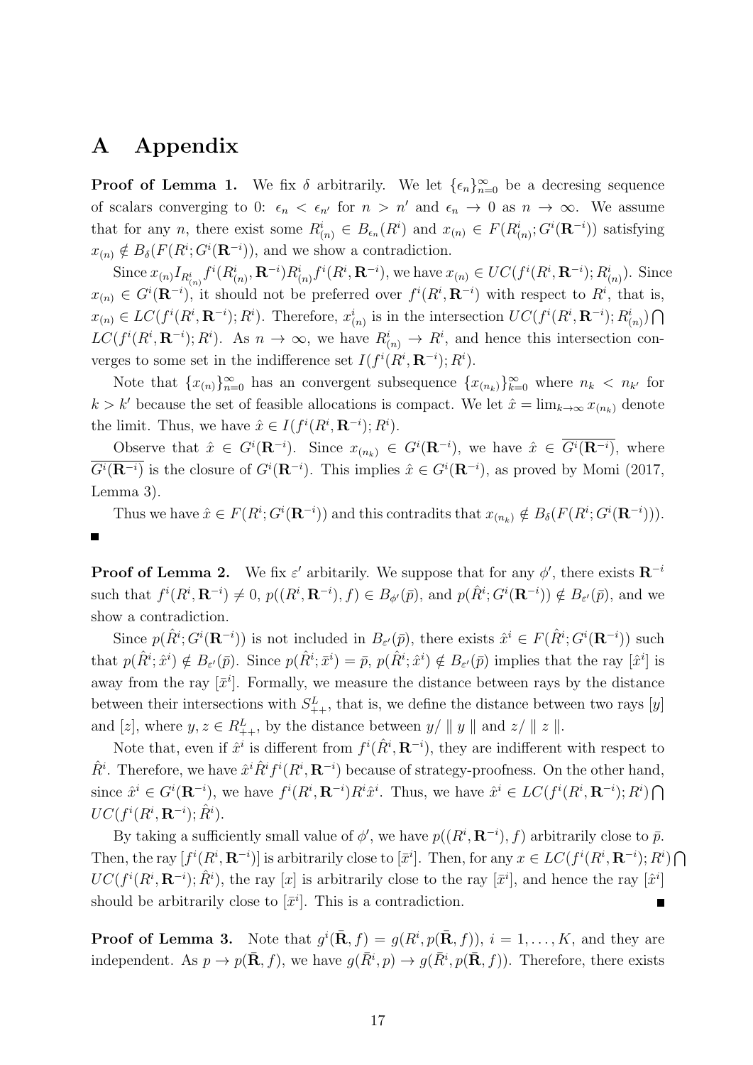# A Appendix

**Proof of Lemma 1.** We fix $\delta$ arbitrarily. We let $\{\epsilon_n\}_{n=0}^{\infty}$ be a decresing sequence of scalars converging to 0: $\epsilon_n < \epsilon_{n'}$ for $n > n'$ and $\epsilon_n \to 0$ as $n \to \infty$. We assume that for any $n$, there exist some $R^i_{(n)} \in B_{\epsilon_n}(R^i)$ and $x_{(n)} \in F(R^i_{(n)}; G^i(\mathbf{R}^{-i}))$ satisfying $x_{(n)} \notin B_\delta(F(R^i; G^i(\mathbf{R}^{-i}))$, and we show a contradiction.

Since $x_{(n)} I_{R^i_{(n)}} f^i(R^i_{(n)}, \mathbf{R}^{-i}) R^i_{(n)} f^i(R^i, \mathbf{R}^{-i})$, we have $x_{(n)} \in UC(f^i(R^i, \mathbf{R}^{-i}); R^i_{(n)})$. Since $x_{(n)} \in G^i(\mathbf{R}^{-i})$, it should not be preferred over $f^i(R^i, \mathbf{R}^{-i})$ with respect to $R^i$, that is, $x_{(n)} \in LC(f^i(R^i, \mathbf{R}^{-i}); R^i)$. Therefore, $x^i_{(n)}$ is in the intersection $UC(f^i(R^i, \mathbf{R}^{-i}); R^i_{(n)}) \bigcap LC(f^i(R^i, \mathbf{R}^{-i}); R^i)$. As $n \to \infty$, we have $R^i_{(n)} \to R^i$, and hence this intersection converges to some set in the indifference set $I(f^i(R^i, \mathbf{R}^{-i}); R^i)$.

Note that $\{x_{(n)}\}_{n=0}^{\infty}$ has an convergent subsequence $\{x_{(n_k)}\}_{k=0}^{\infty}$ where $n_k < n_{k'}$ for $k > k'$ because the set of feasible allocations is compact. We let $\hat{x} = \lim_{k \to \infty} x_{(n_k)}$ denote the limit. Thus, we have $\hat{x} \in I(f^i(R^i, \mathbf{R}^{-i}); R^i)$.

Observe that $\hat{x} \in G^i(\mathbf{R}^{-i})$. Since $x_{(n_k)} \in G^i(\mathbf{R}^{-i})$, we have $\hat{x} \in \overline{G^i(\mathbf{R}^{-i})}$, where $\overline{G^i(\mathbf{R}^{-i})}$ is the closure of $G^i(\mathbf{R}^{-i})$. This implies $\hat{x} \in G^i(\mathbf{R}^{-i})$, as proved by Momi (2017, Lemma 3).

Thus we have $\hat{x} \in F(R^i; G^i(\mathbf{R}^{-i}))$ and this contradits that $x_{(n_k)} \notin B_\delta(F(R^i; G^i(\mathbf{R}^{-i})))$. ∎

**Proof of Lemma 2.** We fix $\varepsilon'$ arbitrarily. We suppose that for any $\phi'$, there exists $\mathbf{R}^{-i}$ such that $f^i(R^i, \mathbf{R}^{-i}) \neq 0$, $p((R^i, \mathbf{R}^{-i}), f) \in B_{\phi'}(\bar{p})$, and $p(\hat{R}^i; G^i(\mathbf{R}^{-i})) \notin B_{\varepsilon'}(\bar{p})$, and we show a contradiction.

Since $p(\hat{R}^i; G^i(\mathbf{R}^{-i}))$ is not included in $B_{\varepsilon'}(\bar{p})$, there exists $\hat{x}^i \in F(\hat{R}^i; G^i(\mathbf{R}^{-i}))$ such that $p(\hat{R}^i; \hat{x}^i) \notin B_{\varepsilon'}(\bar{p})$. Since $p(\hat{R}^i; \bar{x}^i) = \bar{p}$, $p(\hat{R}^i; \hat{x}^i) \notin B_{\varepsilon'}(\bar{p})$ implies that the ray $[\hat{x}^i]$ is away from the ray $[\bar{x}^i]$. Formally, we measure the distance between rays by the distance between their intersections with $S^L_{++}$, that is, we define the distance between two rays $[y]$ and $[z]$, where $y, z \in R^L_{++}$, by the distance between $y/\parallel y \parallel$ and $z/\parallel z \parallel$.

Note that, even if $\hat{x}^i$ is different from $f^i(\hat{R}^i, \mathbf{R}^{-i})$, they are indifferent with respect to $\hat{R}^i$. Therefore, we have $\hat{x}^i \hat{R}^i f^i(R^i, \mathbf{R}^{-i})$ because of strategy-proofness. On the other hand, since $\hat{x}^i \in G^i(\mathbf{R}^{-i})$, we have $f^i(R^i, \mathbf{R}^{-i}) R^i \hat{x}^i$. Thus, we have $\hat{x}^i \in LC(f^i(R^i, \mathbf{R}^{-i}); R^i) \bigcap UC(f^i(R^i, \mathbf{R}^{-i}); \hat{R}^i)$.

By taking a sufficiently small value of $\phi'$, we have $p((R^i, \mathbf{R}^{-i}), f)$ arbitrarily close to $\bar{p}$. Then, the ray $[f^i(R^i, \mathbf{R}^{-i})]$ is arbitrarily close to $[\bar{x}^i]$. Then, for any $x \in LC(f^i(R^i, \mathbf{R}^{-i}); R^i) \bigcap UC(f^i(R^i, \mathbf{R}^{-i}); \hat{R}^i)$, the ray $[x]$ is arbitrarily close to the ray $[\bar{x}^i]$, and hence the ray $[\hat{x}^i]$ should be arbitrarily close to $[\bar{x}^i]$. This is a contradiction. ∎

**Proof of Lemma 3.** Note that $g^i(\bar{\mathbf{R}}, f) = g(R^i, p(\bar{\mathbf{R}}, f))$, $i = 1, \ldots, K$, and they are independent. As $p \to p(\bar{\mathbf{R}}, f)$, we have $g(\bar{R}^i, p) \to g(\bar{R}^i, p(\bar{\mathbf{R}}, f))$. Therefore, there exists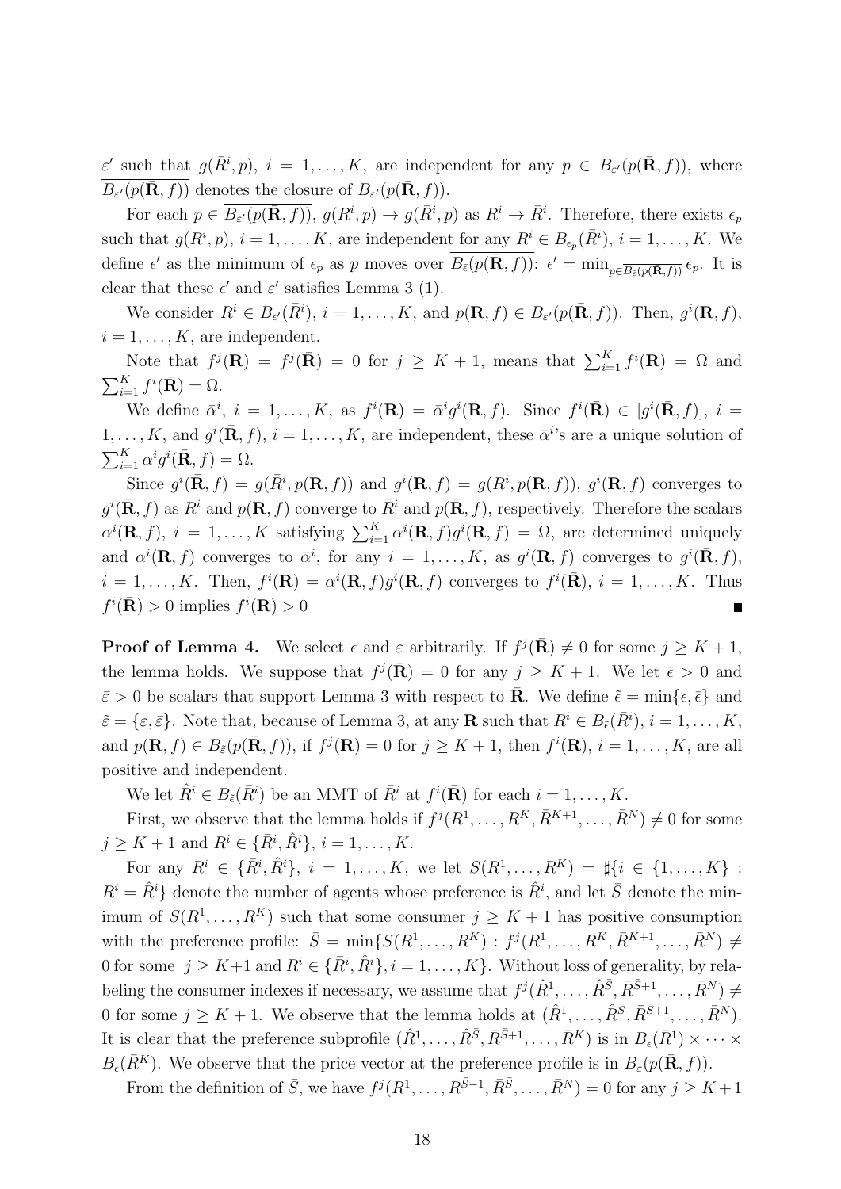$\varepsilon'$ such that $g(\bar{R}^i, p)$, $i = 1, \ldots, K$, are independent for any $p \in \overline{B_{\varepsilon'}(p(\bar{\mathbf{R}}, f))}$, where $\overline{B_{\varepsilon'}(p(\bar{\mathbf{R}}, f))}$ denotes the closure of $B_{\varepsilon'}(p(\bar{\mathbf{R}}, f))$.

For each $p \in \overline{B_{\varepsilon'}(p(\bar{\mathbf{R}}, f))}$, $g(R^i, p) \to g(\bar{R}^i, p)$ as $R^i \to \bar{R}^i$. Therefore, there exists $\epsilon_p$ such that $g(R^i, p)$, $i = 1, \ldots, K$, are independent for any $R^i \in B_{\epsilon_p}(\bar{R}^i)$, $i = 1, \ldots, K$. We define $\epsilon'$ as the minimum of $\epsilon_p$ as $p$ moves over $\overline{B_{\bar{\varepsilon}}(p(\bar{\mathbf{R}}, f))}$: $\epsilon' = \min_{p \in \overline{B_{\bar{\varepsilon}}(p(\bar{\mathbf{R}}, f))}} \epsilon_p$. It is clear that these $\epsilon'$ and $\varepsilon'$ satisfies Lemma 3 (1).

We consider $R^i \in B_{\epsilon'}(\bar{R}^i)$, $i = 1, \ldots, K$, and $p(\mathbf{R}, f) \in B_{\varepsilon'}(p(\bar{\mathbf{R}}, f))$. Then, $g^i(\mathbf{R}, f)$, $i = 1, \ldots, K$, are independent.

Note that $f^j(\mathbf{R}) = f^j(\bar{\mathbf{R}}) = 0$ for $j \geq K + 1$, means that $\sum_{i=1}^K f^i(\mathbf{R}) = \Omega$ and $\sum_{i=1}^K f^i(\bar{\mathbf{R}}) = \Omega$.

We define $\bar{\alpha}^i$, $i = 1, \ldots, K$, as $f^i(\mathbf{R}) = \bar{\alpha}^i g^i(\mathbf{R}, f)$. Since $f^i(\bar{\mathbf{R}}) \in [g^i(\bar{\mathbf{R}}, f)]$, $i = 1, \ldots, K$, and $g^i(\bar{\mathbf{R}}, f)$, $i = 1, \ldots, K$, are independent, these $\bar{\alpha}^i$'s are a unique solution of $\sum_{i=1}^K \alpha^i g^i(\bar{\mathbf{R}}, f) = \Omega$.

Since $g^i(\bar{\mathbf{R}}, f) = g(\bar{R}^i, p(\mathbf{R}, f))$ and $g^i(\mathbf{R}, f) = g(R^i, p(\mathbf{R}, f))$, $g^i(\mathbf{R}, f)$ converges to $g^i(\bar{\mathbf{R}}, f)$ as $R^i$ and $p(\mathbf{R}, f)$ converge to $\bar{R}^i$ and $p(\bar{\mathbf{R}}, f)$, respectively. Therefore the scalars $\alpha^i(\mathbf{R}, f)$, $i = 1, \ldots, K$ satisfying $\sum_{i=1}^K \alpha^i(\mathbf{R}, f) g^i(\mathbf{R}, f) = \Omega$, are determined uniquely and $\alpha^i(\mathbf{R}, f)$ converges to $\bar{\alpha}^i$, for any $i = 1, \ldots, K$, as $g^i(\mathbf{R}, f)$ converges to $g^i(\bar{\mathbf{R}}, f)$, $i = 1, \ldots, K$. Then, $f^i(\mathbf{R}) = \alpha^i(\mathbf{R}, f) g^i(\mathbf{R}, f)$ converges to $f^i(\bar{\mathbf{R}})$, $i = 1, \ldots, K$. Thus $f^i(\bar{\mathbf{R}}) > 0$ implies $f^i(\mathbf{R}) > 0$ ∎

**Proof of Lemma 4.** We select $\epsilon$ and $\varepsilon$ arbitrarily. If $f^j(\bar{\mathbf{R}}) \neq 0$ for some $j \geq K + 1$, the lemma holds. We suppose that $f^j(\bar{\mathbf{R}}) = 0$ for any $j \geq K + 1$. We let $\bar{\epsilon} > 0$ and $\bar{\varepsilon} > 0$ be scalars that support Lemma 3 with respect to $\bar{\mathbf{R}}$. We define $\tilde{\epsilon} = \min\{\epsilon, \bar{\epsilon}\}$ and $\tilde{\varepsilon} = \{\varepsilon, \bar{\varepsilon}\}$. Note that, because of Lemma 3, at any $\mathbf{R}$ such that $R^i \in B_{\tilde{\epsilon}}(\bar{R}^i)$, $i = 1, \ldots, K$, and $p(\mathbf{R}, f) \in B_{\tilde{\varepsilon}}(p(\bar{\mathbf{R}}, f))$, if $f^j(\mathbf{R}) = 0$ for $j \geq K + 1$, then $f^i(\mathbf{R})$, $i = 1, \ldots, K$, are all positive and independent.

We let $\hat{R}^i \in B_{\tilde{\epsilon}}(\bar{R}^i)$ be an MMT of $\bar{R}^i$ at $f^i(\bar{\mathbf{R}})$ for each $i = 1, \ldots, K$.

First, we observe that the lemma holds if $f^j(R^1, \ldots, R^K, \bar{R}^{K+1}, \ldots, \bar{R}^N) \neq 0$ for some $j \geq K + 1$ and $R^i \in \{\bar{R}^i, \hat{R}^i\}$, $i = 1, \ldots, K$.

For any $R^i \in \{\bar{R}^i, \hat{R}^i\}$, $i = 1, \ldots, K$, we let $S(R^1, \ldots, R^K) = \sharp\{i \in \{1, \ldots, K\} : R^i = \hat{R}^i\}$ denote the number of agents whose preference is $\hat{R}^i$, and let $\bar{S}$ denote the minimum of $S(R^1, \ldots, R^K)$ such that some consumer $j \geq K + 1$ has positive consumption with the preference profile: $\bar{S} = \min\{S(R^1, \ldots, R^K) : f^j(R^1, \ldots, R^K, \bar{R}^{K+1}, \ldots, \bar{R}^N) \neq 0 \text{ for some } j \geq K+1 \text{ and } R^i \in \{\bar{R}^i, \hat{R}^i\}, i = 1, \ldots, K\}$. Without loss of generality, by relabeling the consumer indexes if necessary, we assume that $f^j(\hat{R}^1, \ldots, \hat{R}^{\bar{S}}, \bar{R}^{\bar{S}+1}, \ldots, \bar{R}^N) \neq 0$ for some $j \geq K + 1$. We observe that the lemma holds at $(\hat{R}^1, \ldots, \hat{R}^{\bar{S}}, \bar{R}^{\bar{S}+1}, \ldots, \bar{R}^N)$. It is clear that the preference subprofile $(\hat{R}^1, \ldots, \hat{R}^{\bar{S}}, \bar{R}^{\bar{S}+1}, \ldots, \bar{R}^K)$ is in $B_\epsilon(\bar{R}^1) \times \cdots \times B_\epsilon(\bar{R}^K)$. We observe that the price vector at the preference profile is in $B_\varepsilon(p(\bar{\mathbf{R}}, f))$.

From the definition of $\bar{S}$, we have $f^j(R^1, \ldots, R^{\bar{S}-1}, \bar{R}^{\bar{S}}, \ldots, \bar{R}^N) = 0$ for any $j \geq K + 1$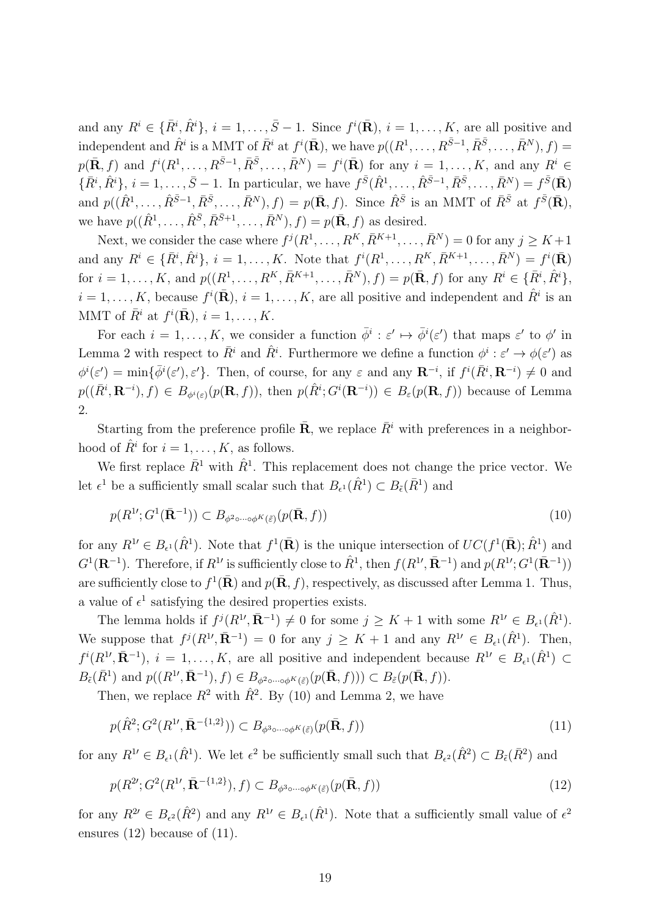and any $R^i \in \{\bar{R}^i, \hat{R}^i\}$, $i = 1, \ldots, \bar{S}-1$. Since $f^i(\bar{\mathbf{R}})$, $i = 1, \ldots, K$, are all positive and independent and $\hat{R}^i$ is a MMT of $\bar{R}^i$ at $f^i(\bar{\mathbf{R}})$, we have $p((R^1, \ldots, R^{\bar{S}-1}, \bar{R}^{\bar{S}}, \ldots, \bar{R}^N), f) = p(\bar{\mathbf{R}}, f)$ and $f^i(R^1, \ldots, R^{\bar{S}-1}, \bar{R}^{\bar{S}}, \ldots, \bar{R}^N) = f^i(\bar{\mathbf{R}})$ for any $i = 1, \ldots, K$, and any $R^i \in \{\bar{R}^i, \hat{R}^i\}$, $i = 1, \ldots, \bar{S}-1$. In particular, we have $f^{\bar{S}}(\hat{R}^1, \ldots, \hat{R}^{\bar{S}-1}, \bar{R}^{\bar{S}}, \ldots, \bar{R}^N) = f^{\bar{S}}(\bar{\mathbf{R}})$ and $p((\hat{R}^1, \ldots, \hat{R}^{\bar{S}-1}, \bar{R}^{\bar{S}}, \ldots, \bar{R}^N), f) = p(\bar{\mathbf{R}}, f)$. Since $\hat{R}^{\bar{S}}$ is an MMT of $\bar{R}^{\bar{S}}$ at $f^{\bar{S}}(\bar{\mathbf{R}})$, we have $p((\hat{R}^1, \ldots, \hat{R}^{\bar{S}}, \bar{R}^{\bar{S}+1}, \ldots, \bar{R}^N), f) = p(\bar{\mathbf{R}}, f)$ as desired.

Next, we consider the case where $f^j(R^1, \ldots, R^K, \bar{R}^{K+1}, \ldots, \bar{R}^N) = 0$ for any $j \geq K+1$ and any $R^i \in \{\bar{R}^i, \hat{R}^i\}$, $i = 1, \ldots, K$. Note that $f^i(R^1, \ldots, R^K, \bar{R}^{K+1}, \ldots, \bar{R}^N) = f^i(\bar{\mathbf{R}})$ for $i = 1, \ldots, K$, and $p((R^1, \ldots, R^K, \bar{R}^{K+1}, \ldots, \bar{R}^N), f) = p(\bar{\mathbf{R}}, f)$ for any $R^i \in \{\bar{R}^i, \hat{R}^i\}$, $i = 1, \ldots, K$, because $f^i(\bar{\mathbf{R}})$, $i = 1, \ldots, K$, are all positive and independent and $\hat{R}^i$ is an MMT of $\bar{R}^i$ at $f^i(\bar{\mathbf{R}})$, $i = 1, \ldots, K$.

For each $i = 1, \ldots, K$, we consider a function $\bar{\phi}^i : \varepsilon' \mapsto \bar{\phi}^i(\varepsilon')$ that maps $\varepsilon'$ to $\phi'$ in Lemma 2 with respect to $\bar{R}^i$ and $\hat{R}^i$. Furthermore we define a function $\phi^i : \varepsilon' \to \phi(\varepsilon')$ as $\phi^i(\varepsilon') = \min\{\bar{\phi}^i(\varepsilon'), \varepsilon'\}$. Then, of course, for any $\varepsilon$ and any $\mathbf{R}^{-i}$, if $f^i(\bar{R}^i, \mathbf{R}^{-i}) \neq 0$ and $p((\bar{R}^i, \mathbf{R}^{-i}), f) \in B_{\phi^i(\varepsilon)}(p(\mathbf{R}, f))$, then $p(\hat{R}^i; G^i(\mathbf{R}^{-i})) \in B_{\varepsilon}(p(\mathbf{R}, f))$ because of Lemma 2.

Starting from the preference profile $\bar{\mathbf{R}}$, we replace $\bar{R}^i$ with preferences in a neighborhood of $\hat{R}^i$ for $i = 1, \ldots, K$, as follows.

We first replace $\bar{R}^1$ with $\hat{R}^1$. This replacement does not change the price vector. We let $\epsilon^1$ be a sufficiently small scalar such that $B_{\epsilon^1}(\hat{R}^1) \subset B_{\bar{\varepsilon}}(\bar{R}^1)$ and

$$p(R^{1\prime}; G^1(\bar{\mathbf{R}}^{-1})) \subset B_{\phi^2 \circ \cdots \circ \phi^K(\bar{\varepsilon})}(p(\bar{\mathbf{R}}, f)) \tag{10}$$

for any $R^{1\prime} \in B_{\epsilon^1}(\hat{R}^1)$. Note that $f^1(\bar{\mathbf{R}})$ is the unique intersection of $UC(f^1(\bar{\mathbf{R}}); \hat{R}^1)$ and $G^1(\mathbf{R}^{-1})$. Therefore, if $R^{1\prime}$ is sufficiently close to $\hat{R}^1$, then $f(R^{1\prime}, \bar{\mathbf{R}}^{-1})$ and $p(R^{1\prime}; G^1(\bar{\mathbf{R}}^{-1}))$ are sufficiently close to $f^1(\bar{\mathbf{R}})$ and $p(\bar{\mathbf{R}}, f)$, respectively, as discussed after Lemma 1. Thus, a value of $\epsilon^1$ satisfying the desired properties exists.

The lemma holds if $f^j(R^{1\prime}, \bar{\mathbf{R}}^{-1}) \neq 0$ for some $j \geq K+1$ with some $R^{1\prime} \in B_{\epsilon^1}(\hat{R}^1)$. We suppose that $f^j(R^{1\prime}, \bar{\mathbf{R}}^{-1}) = 0$ for any $j \geq K+1$ and any $R^{1\prime} \in B_{\epsilon^1}(\hat{R}^1)$. Then, $f^i(R^{1\prime}, \bar{\mathbf{R}}^{-1})$, $i = 1, \ldots, K$, are all positive and independent because $R^{1\prime} \in B_{\epsilon^1}(\hat{R}^1) \subset B_{\bar{\varepsilon}}(\bar{R}^1)$ and $p((R^{1\prime}, \bar{\mathbf{R}}^{-1}), f) \in B_{\phi^2 \circ \cdots \circ \phi^K(\bar{\varepsilon})}(p(\bar{\mathbf{R}}, f))) \subset B_{\bar{\varepsilon}}(p(\bar{\mathbf{R}}, f))$.

Then, we replace $R^2$ with $\hat{R}^2$. By (10) and Lemma 2, we have

$$p(\hat{R}^2; G^2(R^{1\prime}, \bar{\mathbf{R}}^{-\{1,2\}})) \subset B_{\phi^3 \circ \cdots \circ \phi^K(\bar{\varepsilon})}(p(\bar{\mathbf{R}}, f)) \tag{11}$$

for any $R^{1\prime} \in B_{\epsilon^1}(\hat{R}^1)$. We let $\epsilon^2$ be sufficiently small such that $B_{\epsilon^2}(\hat{R}^2) \subset B_{\bar{\varepsilon}}(\bar{R}^2)$ and

$$p(R^{2\prime}; G^2(R^{1\prime}, \bar{\mathbf{R}}^{-\{1,2\}}), f) \subset B_{\phi^3 \circ \cdots \circ \phi^K(\bar{\varepsilon})}(p(\bar{\mathbf{R}}, f)) \tag{12}$$

for any $R^{2\prime} \in B_{\epsilon^2}(\hat{R}^2)$ and any $R^{1\prime} \in B_{\epsilon^1}(\hat{R}^1)$. Note that a sufficiently small value of $\epsilon^2$ ensures (12) because of (11).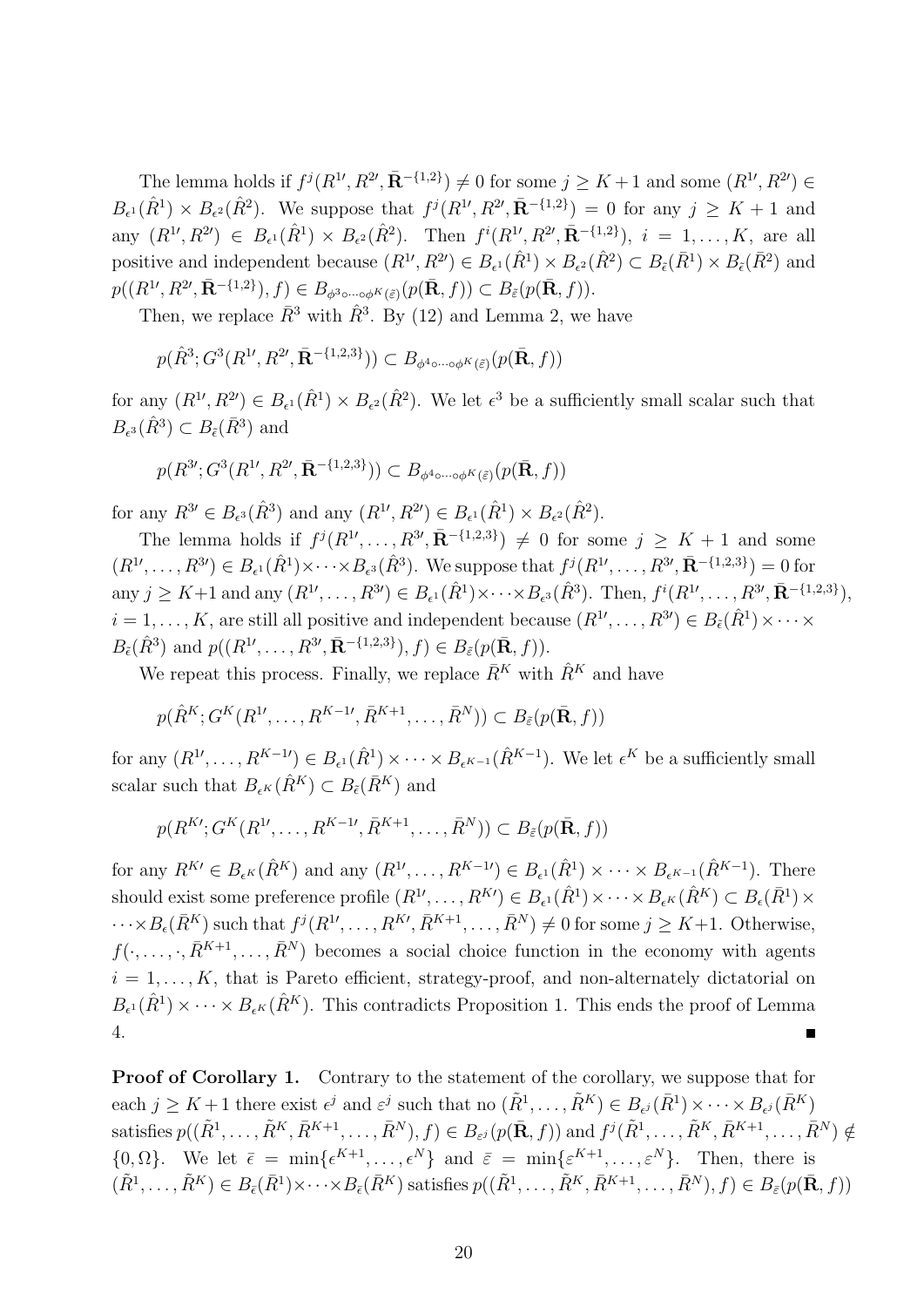The lemma holds if $f^j(R^{1\prime}, R^{2\prime}, \bar{\mathbf{R}}^{-\{1,2\}}) \neq 0$ for some $j \geq K+1$ and some $(R^{1\prime}, R^{2\prime}) \in B_{\epsilon^1}(\hat{R}^1) \times B_{\epsilon^2}(\hat{R}^2)$. We suppose that $f^j(R^{1\prime}, R^{2\prime}, \bar{\mathbf{R}}^{-\{1,2\}}) = 0$ for any $j \geq K+1$ and any $(R^{1\prime}, R^{2\prime}) \in B_{\epsilon^1}(\hat{R}^1) \times B_{\epsilon^2}(\hat{R}^2)$. Then $f^i(R^{1\prime}, R^{2\prime}, \bar{\mathbf{R}}^{-\{1,2\}})$, $i = 1, \ldots, K$, are all positive and independent because $(R^{1\prime}, R^{2\prime}) \in B_{\epsilon^1}(\hat{R}^1) \times B_{\epsilon^2}(\hat{R}^2) \subset B_{\bar{\epsilon}}(\bar{R}^1) \times B_{\bar{\epsilon}}(\bar{R}^2)$ and $p((R^{1\prime}, R^{2\prime}, \bar{\mathbf{R}}^{-\{1,2\}}), f) \in B_{\phi^3 \circ \cdots \circ \phi^K(\bar{\varepsilon})}(p(\bar{\mathbf{R}}, f)) \subset B_{\bar{\varepsilon}}(p(\bar{\mathbf{R}}, f))$.

Then, we replace $\bar{R}^3$ with $\hat{R}^3$. By (12) and Lemma 2, we have

$$p(\hat{R}^3; G^3(R^{1\prime}, R^{2\prime}, \bar{\mathbf{R}}^{-\{1,2,3\}})) \subset B_{\phi^4 \circ \cdots \circ \phi^K(\bar{\varepsilon})}(p(\bar{\mathbf{R}}, f))$$

for any $(R^{1\prime}, R^{2\prime}) \in B_{\epsilon^1}(\hat{R}^1) \times B_{\epsilon^2}(\hat{R}^2)$. We let $\epsilon^3$ be a sufficiently small scalar such that $B_{\epsilon^3}(\hat{R}^3) \subset B_{\bar{\epsilon}}(\bar{R}^3)$ and

$$p(R^{3\prime}; G^3(R^{1\prime}, R^{2\prime}, \bar{\mathbf{R}}^{-\{1,2,3\}})) \subset B_{\phi^4 \circ \cdots \circ \phi^K(\bar{\varepsilon})}(p(\bar{\mathbf{R}}, f))$$

for any $R^{3\prime} \in B_{\epsilon^3}(\hat{R}^3)$ and any $(R^{1\prime}, R^{2\prime}) \in B_{\epsilon^1}(\hat{R}^1) \times B_{\epsilon^2}(\hat{R}^2)$.

The lemma holds if $f^j(R^{1\prime}, \ldots, R^{3\prime}, \bar{\mathbf{R}}^{-\{1,2,3\}}) \neq 0$ for some $j \geq K+1$ and some $(R^{1\prime}, \ldots, R^{3\prime}) \in B_{\epsilon^1}(\hat{R}^1) \times \cdots \times B_{\epsilon^3}(\hat{R}^3)$. We suppose that $f^j(R^{1\prime}, \ldots, R^{3\prime}, \bar{\mathbf{R}}^{-\{1,2,3\}}) = 0$ for any $j \geq K+1$ and any $(R^{1\prime}, \ldots, R^{3\prime}) \in B_{\epsilon^1}(\hat{R}^1) \times \cdots \times B_{\epsilon^3}(\hat{R}^3)$. Then, $f^i(R^{1\prime}, \ldots, R^{3\prime}, \bar{\mathbf{R}}^{-\{1,2,3\}})$, $i = 1, \ldots, K$, are still all positive and independent because $(R^{1\prime}, \ldots, R^{3\prime}) \in B_{\bar{\epsilon}}(\hat{R}^1) \times \cdots \times B_{\bar{\epsilon}}(\hat{R}^3)$ and $p((R^{1\prime}, \ldots, R^{3\prime}, \bar{\mathbf{R}}^{-\{1,2,3\}}), f) \in B_{\bar{\varepsilon}}(p(\bar{\mathbf{R}}, f))$.

We repeat this process. Finally, we replace $\bar{R}^K$ with $\hat{R}^K$ and have

$$p(\hat{R}^K; G^K(R^{1\prime}, \ldots, R^{K-1\prime}, \bar{R}^{K+1}, \ldots, \bar{R}^N)) \subset B_{\bar{\varepsilon}}(p(\bar{\mathbf{R}}, f))$$

for any $(R^{1\prime}, \ldots, R^{K-1\prime}) \in B_{\epsilon^1}(\hat{R}^1) \times \cdots \times B_{\epsilon^{K-1}}(\hat{R}^{K-1})$. We let $\epsilon^K$ be a sufficiently small scalar such that $B_{\epsilon^K}(\hat{R}^K) \subset B_{\bar{\epsilon}}(\bar{R}^K)$ and

$$p(R^{K\prime}; G^K(R^{1\prime}, \ldots, R^{K-1\prime}, \bar{R}^{K+1}, \ldots, \bar{R}^N)) \subset B_{\bar{\varepsilon}}(p(\bar{\mathbf{R}}, f))$$

for any $R^{K\prime} \in B_{\epsilon^K}(\hat{R}^K)$ and any $(R^{1\prime}, \ldots, R^{K-1\prime}) \in B_{\epsilon^1}(\hat{R}^1) \times \cdots \times B_{\epsilon^{K-1}}(\hat{R}^{K-1})$. There should exist some preference profile $(R^{1\prime}, \ldots, R^{K\prime}) \in B_{\epsilon^1}(\hat{R}^1) \times \cdots \times B_{\epsilon^K}(\hat{R}^K) \subset B_{\epsilon}(\bar{R}^1) \times \cdots \times B_{\epsilon}(\bar{R}^K)$ such that $f^j(R^{1\prime}, \ldots, R^{K\prime}, \bar{R}^{K+1}, \ldots, \bar{R}^N) \neq 0$ for some $j \geq K+1$. Otherwise, $f(\cdot, \ldots, \cdot, \bar{R}^{K+1}, \ldots, \bar{R}^N)$ becomes a social choice function in the economy with agents $i = 1, \ldots, K$, that is Pareto efficient, strategy-proof, and non-alternately dictatorial on $B_{\epsilon^1}(\hat{R}^1) \times \cdots \times B_{\epsilon^K}(\hat{R}^K)$. This contradicts Proposition 1. This ends the proof of Lemma 4. ■

**Proof of Corollary 1.** Contrary to the statement of the corollary, we suppose that for each $j \geq K+1$ there exist $\epsilon^j$ and $\varepsilon^j$ such that no $(\tilde{R}^1, \ldots, \tilde{R}^K) \in B_{\epsilon^j}(\bar{R}^1) \times \cdots \times B_{\epsilon^j}(\bar{R}^K)$ satisfies $p((\tilde{R}^1, \ldots, \tilde{R}^K, \bar{R}^{K+1}, \ldots, \bar{R}^N), f) \in B_{\varepsilon^j}(p(\bar{\mathbf{R}}, f))$ and $f^j(\tilde{R}^1, \ldots, \tilde{R}^K, \bar{R}^{K+1}, \ldots, \bar{R}^N) \notin \{0, \Omega\}$. We let $\bar{\epsilon} = \min\{\epsilon^{K+1}, \ldots, \epsilon^N\}$ and $\bar{\varepsilon} = \min\{\varepsilon^{K+1}, \ldots, \varepsilon^N\}$. Then, there is $(\tilde{R}^1, \ldots, \tilde{R}^K) \in B_{\bar{\epsilon}}(\bar{R}^1) \times \cdots \times B_{\bar{\epsilon}}(\bar{R}^K)$ satisfies $p((\tilde{R}^1, \ldots, \tilde{R}^K, \bar{R}^{K+1}, \ldots, \bar{R}^N), f) \in B_{\bar{\varepsilon}}(p(\bar{\mathbf{R}}, f))$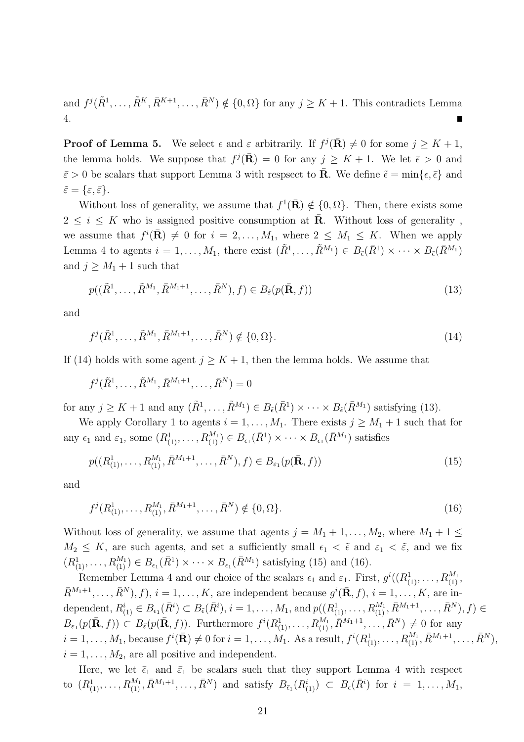and $f^j(\tilde{R}^1, \ldots, \tilde{R}^K, \bar{R}^{K+1}, \ldots, \bar{R}^N) \notin \{0, \Omega\}$ for any $j \geq K+1$. This contradicts Lemma 4. ∎

**Proof of Lemma 5.** We select $\epsilon$ and $\varepsilon$ arbitrarily. If $f^j(\bar{\mathbf{R}}) \neq 0$ for some $j \geq K+1$, the lemma holds. We suppose that $f^j(\bar{\mathbf{R}}) = 0$ for any $j \geq K+1$. We let $\bar{\epsilon} > 0$ and $\bar{\varepsilon} > 0$ be scalars that support Lemma 3 with respsect to $\bar{\mathbf{R}}$. We define $\tilde{\epsilon} = \min\{\epsilon, \bar{\epsilon}\}$ and $\tilde{\varepsilon} = \{\varepsilon, \bar{\varepsilon}\}$.

Without loss of generality, we assume that $f^1(\bar{\mathbf{R}}) \notin \{0, \Omega\}$. Then, there exists some $2 \leq i \leq K$ who is assigned positive consumption at $\bar{\mathbf{R}}$. Without loss of generality , we assume that $f^i(\bar{\mathbf{R}}) \neq 0$ for $i = 2, \ldots, M_1$, where $2 \leq M_1 \leq K$. When we apply Lemma 4 to agents $i = 1, \ldots, M_1$, there exist $(\tilde{R}^1, \ldots, \tilde{R}^{M_1}) \in B_{\tilde{\epsilon}}(\bar{R}^1) \times \cdots \times B_{\tilde{\epsilon}}(\bar{R}^{M_1})$ and $j \geq M_1 + 1$ such that

$$p((\tilde{R}^1, \ldots, \tilde{R}^{M_1}, \bar{R}^{M_1+1}, \ldots, \bar{R}^N), f) \in B_{\tilde{\varepsilon}}(p(\bar{\mathbf{R}}, f)) \tag{13}$$

and

$$f^j(\tilde{R}^1, \ldots, \tilde{R}^{M_1}, \bar{R}^{M_1+1}, \ldots, \bar{R}^N) \notin \{0, \Omega\}. \tag{14}$$

If (14) holds with some agent $j \geq K+1$, then the lemma holds. We assume that

$$f^j(\tilde{R}^1, \ldots, \tilde{R}^{M_1}, \bar{R}^{M_1+1}, \ldots, \bar{R}^N) = 0$$

for any $j \geq K+1$ and any $(\tilde{R}^1, \ldots, \tilde{R}^{M_1}) \in B_{\tilde{\epsilon}}(\bar{R}^1) \times \cdots \times B_{\tilde{\epsilon}}(\bar{R}^{M_1})$ satisfying (13).

We apply Corollary 1 to agents $i = 1, \ldots, M_1$. There exists $j \geq M_1 + 1$ such that for any $\epsilon_1$ and $\varepsilon_1$, some $(R^1_{(1)}, \ldots, R^{M_1}_{(1)}) \in B_{\epsilon_1}(\bar{R}^1) \times \cdots \times B_{\epsilon_1}(\bar{R}^{M_1})$ satisfies

$$p((R^1_{(1)}, \ldots, R^{M_1}_{(1)}, \bar{R}^{M_1+1}, \ldots, \bar{R}^N), f) \in B_{\varepsilon_1}(p(\bar{\mathbf{R}}, f)) \tag{15}$$

and

$$f^j(R^1_{(1)}, \ldots, R^{M_1}_{(1)}, \bar{R}^{M_1+1}, \ldots, \bar{R}^N) \notin \{0, \Omega\}. \tag{16}$$

Without loss of generality, we assume that agents $j = M_1 + 1, \ldots, M_2$, where $M_1 + 1 \leq M_2 \leq K$, are such agents, and set a sufficiently small $\epsilon_1 < \tilde{\epsilon}$ and $\varepsilon_1 < \tilde{\varepsilon}$, and we fix $(R^1_{(1)}, \ldots, R^{M_1}_{(1)}) \in B_{\epsilon_1}(\bar{R}^1) \times \cdots \times B_{\epsilon_1}(\bar{R}^{M_1})$ satisfying (15) and (16).

Remember Lemma 4 and our choice of the scalars $\epsilon_1$ and $\varepsilon_1$. First, $g^i((R^1_{(1)}, \ldots, R^{M_1}_{(1)}, \bar{R}^{M_1+1}, \ldots, \bar{R}^N), f)$, $i = 1, \ldots, K$, are independent because $g^i(\bar{\mathbf{R}}, f)$, $i = 1, \ldots, K$, are independent, $R^i_{(1)} \in B_{\epsilon_1}(\bar{R}^i) \subset B_{\tilde{\epsilon}}(\bar{R}^i)$, $i = 1, \ldots, M_1$, and $p((R^1_{(1)}, \ldots, R^{M_1}_{(1)}, \bar{R}^{M_1+1}, \ldots, \bar{R}^N), f) \in B_{\varepsilon_1}(p(\bar{\mathbf{R}}, f)) \subset B_{\tilde{\varepsilon}}(p(\bar{\mathbf{R}}, f))$. Furthermore $f^i(R^1_{(1)}, \ldots, R^{M_1}_{(1)}, \bar{R}^{M_1+1}, \ldots, \bar{R}^N) \neq 0$ for any $i = 1, \ldots, M_1$, because $f^i(\bar{\mathbf{R}}) \neq 0$ for $i = 1, \ldots, M_1$. As a result, $f^i(R^1_{(1)}, \ldots, R^{M_1}_{(1)}, \bar{R}^{M_1+1}, \ldots, \bar{R}^N)$, $i = 1, \ldots, M_2$, are all positive and independent.

Here, we let $\bar{\epsilon}_1$ and $\bar{\varepsilon}_1$ be scalars such that they support Lemma 4 with respect to $(R^1_{(1)}, \ldots, R^{M_1}_{(1)}, \bar{R}^{M_1+1}, \ldots, \bar{R}^N)$ and satisfy $B_{\bar{\epsilon}_1}(R^i_{(1)}) \subset B_{\epsilon}(\bar{R}^i)$ for $i = 1, \ldots, M_1$,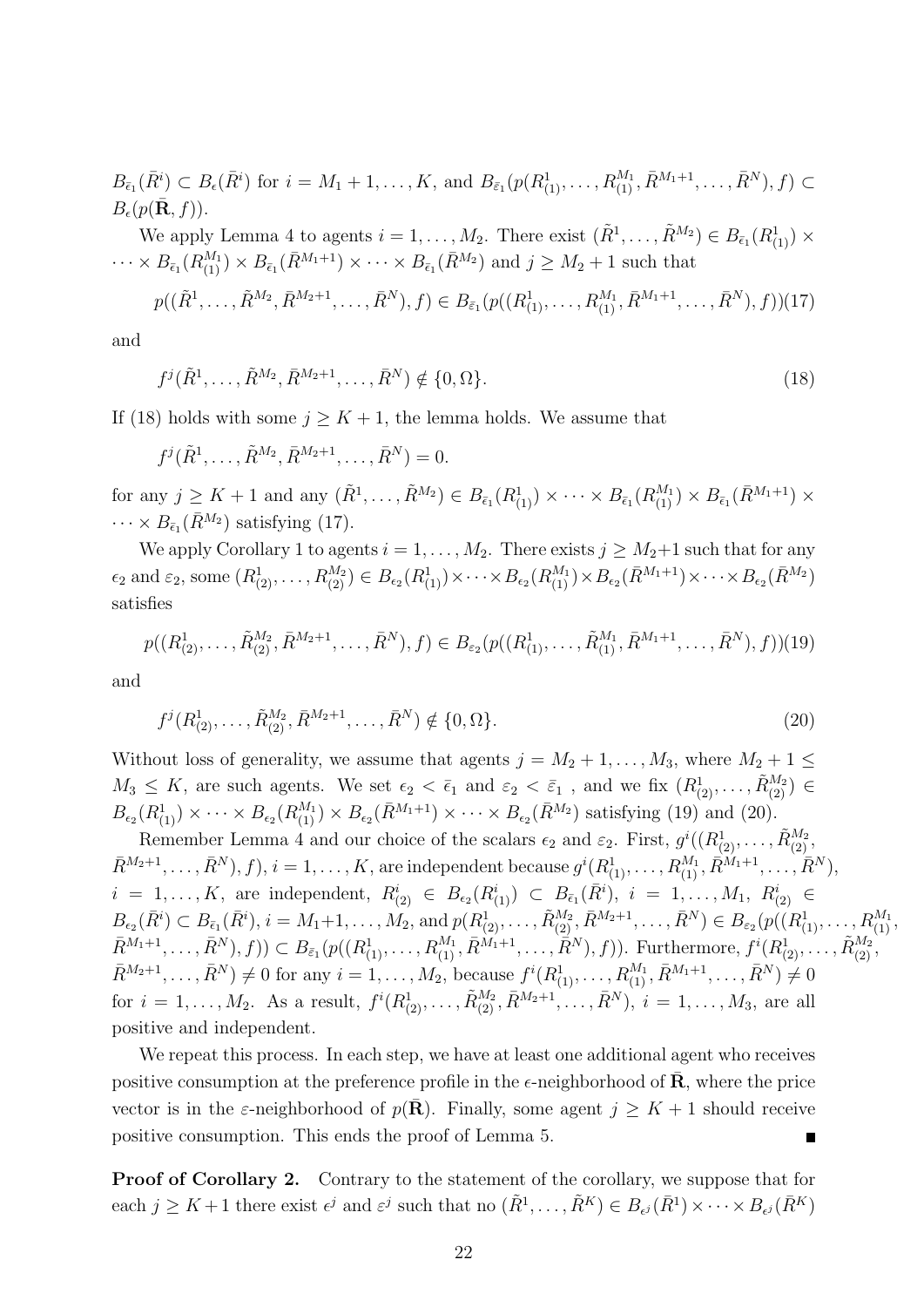$B_{\bar{\epsilon}_1}(\bar{R}^i) \subset B_{\epsilon}(\bar{R}^i)$ for $i = M_1+1, \ldots, K$, and $B_{\bar{\varepsilon}_1}(p(R^1_{(1)}, \ldots, R^{M_1}_{(1)}, \bar{R}^{M_1+1}, \ldots, \bar{R}^N), f) \subset B_{\epsilon}(p(\bar{\mathbf{R}}, f))$.

We apply Lemma 4 to agents $i = 1, \ldots, M_2$. There exist $(\tilde{R}^1, \ldots, \tilde{R}^{M_2}) \in B_{\bar{\epsilon}_1}(R^1_{(1)}) \times \cdots \times B_{\bar{\epsilon}_1}(R^{M_1}_{(1)}) \times B_{\bar{\epsilon}_1}(\bar{R}^{M_1+1}) \times \cdots \times B_{\bar{\epsilon}_1}(\bar{R}^{M_2})$ and $j \geq M_2+1$ such that

$$p((\tilde{R}^1, \ldots, \tilde{R}^{M_2}, \bar{R}^{M_2+1}, \ldots, \bar{R}^N), f) \in B_{\bar{\varepsilon}_1}(p((R^1_{(1)}, \ldots, R^{M_1}_{(1)}, \bar{R}^{M_1+1}, \ldots, \bar{R}^N), f)) \quad (17)$$

and

$$f^j(\tilde{R}^1, \ldots, \tilde{R}^{M_2}, \bar{R}^{M_2+1}, \ldots, \bar{R}^N) \notin \{0, \Omega\}. \quad (18)$$

If (18) holds with some $j \geq K+1$, the lemma holds. We assume that

$$f^j(\tilde{R}^1, \ldots, \tilde{R}^{M_2}, \bar{R}^{M_2+1}, \ldots, \bar{R}^N) = 0.$$

for any $j \geq K+1$ and any $(\tilde{R}^1, \ldots, \tilde{R}^{M_2}) \in B_{\bar{\epsilon}_1}(R^1_{(1)}) \times \cdots \times B_{\bar{\epsilon}_1}(R^{M_1}_{(1)}) \times B_{\bar{\epsilon}_1}(\bar{R}^{M_1+1}) \times \cdots \times B_{\bar{\epsilon}_1}(\bar{R}^{M_2})$ satisfying (17).

We apply Corollary 1 to agents $i = 1, \ldots, M_2$. There exists $j \geq M_2+1$ such that for any $\epsilon_2$ and $\varepsilon_2$, some $(R^1_{(2)}, \ldots, R^{M_2}_{(2)}) \in B_{\epsilon_2}(R^1_{(1)}) \times \cdots \times B_{\epsilon_2}(R^{M_1}_{(1)}) \times B_{\epsilon_2}(\bar{R}^{M_1+1}) \times \cdots \times B_{\epsilon_2}(\bar{R}^{M_2})$ satisfies

$$p((R^1_{(2)}, \ldots, \tilde{R}^{M_2}_{(2)}, \bar{R}^{M_2+1}, \ldots, \bar{R}^N), f) \in B_{\varepsilon_2}(p((R^1_{(1)}, \ldots, \tilde{R}^{M_1}_{(1)}, \bar{R}^{M_1+1}, \ldots, \bar{R}^N), f)) \quad (19)$$

and

$$f^j(R^1_{(2)}, \ldots, \tilde{R}^{M_2}_{(2)}, \bar{R}^{M_2+1}, \ldots, \bar{R}^N) \notin \{0, \Omega\}. \quad (20)$$

Without loss of generality, we assume that agents $j = M_2+1, \ldots, M_3$, where $M_2+1 \leq M_3 \leq K$, are such agents. We set $\epsilon_2 < \bar{\epsilon}_1$ and $\varepsilon_2 < \bar{\varepsilon}_1$ , and we fix $(R^1_{(2)}, \ldots, \tilde{R}^{M_2}_{(2)}) \in B_{\epsilon_2}(R^1_{(1)}) \times \cdots \times B_{\epsilon_2}(R^{M_1}_{(1)}) \times B_{\epsilon_2}(\bar{R}^{M_1+1}) \times \cdots \times B_{\epsilon_2}(\bar{R}^{M_2})$ satisfying (19) and (20).

Remember Lemma 4 and our choice of the scalars $\epsilon_2$ and $\varepsilon_2$. First, $g^i((R^1_{(2)}, \ldots, \tilde{R}^{M_2}_{(2)}, \bar{R}^{M_2+1}, \ldots, \bar{R}^N), f)$, $i = 1, \ldots, K$, are independent because $g^i(R^1_{(1)}, \ldots, R^{M_1}_{(1)}, \bar{R}^{M_1+1}, \ldots, \bar{R}^N)$, $i = 1, \ldots, K$, are independent, $R^i_{(2)} \in B_{\epsilon_2}(R^i_{(1)}) \subset B_{\bar{\epsilon}_1}(\bar{R}^i)$, $i = 1, \ldots, M_1$, $R^i_{(2)} \in B_{\epsilon_2}(\bar{R}^i) \subset B_{\bar{\epsilon}_1}(\bar{R}^i)$, $i = M_1+1, \ldots, M_2$, and $p(R^1_{(2)}, \ldots, \tilde{R}^{M_2}_{(2)}, \bar{R}^{M_2+1}, \ldots, \bar{R}^N) \in B_{\varepsilon_2}(p((R^1_{(1)}, \ldots, R^{M_1}_{(1)}, \bar{R}^{M_1+1}, \ldots, \bar{R}^N), f)) \subset B_{\bar{\varepsilon}_1}(p((R^1_{(1)}, \ldots, R^{M_1}_{(1)}, \bar{R}^{M_1+1}, \ldots, \bar{R}^N), f))$. Furthermore, $f^i(R^1_{(2)}, \ldots, \tilde{R}^{M_2}_{(2)}, \bar{R}^{M_2+1}, \ldots, \bar{R}^N) \neq 0$ for any $i = 1, \ldots, M_2$, because $f^i(R^1_{(1)}, \ldots, R^{M_1}_{(1)}, \bar{R}^{M_1+1}, \ldots, \bar{R}^N) \neq 0$ for $i = 1, \ldots, M_2$. As a result, $f^i(R^1_{(2)}, \ldots, \tilde{R}^{M_2}_{(2)}, \bar{R}^{M_2+1}, \ldots, \bar{R}^N)$, $i = 1, \ldots, M_3$, are all positive and independent.

We repeat this process. In each step, we have at least one additional agent who receives positive consumption at the preference profile in the $\epsilon$-neighborhood of $\bar{\mathbf{R}}$, where the price vector is in the $\varepsilon$-neighborhood of $p(\bar{\mathbf{R}})$. Finally, some agent $j \geq K+1$ should receive positive consumption. This ends the proof of Lemma 5. ∎

**Proof of Corollary 2.** Contrary to the statement of the corollary, we suppose that for each $j \geq K+1$ there exist $\epsilon^j$ and $\varepsilon^j$ such that no $(\tilde{R}^1, \ldots, \tilde{R}^K) \in B_{\epsilon^j}(\bar{R}^1) \times \cdots \times B_{\epsilon^j}(\bar{R}^K)$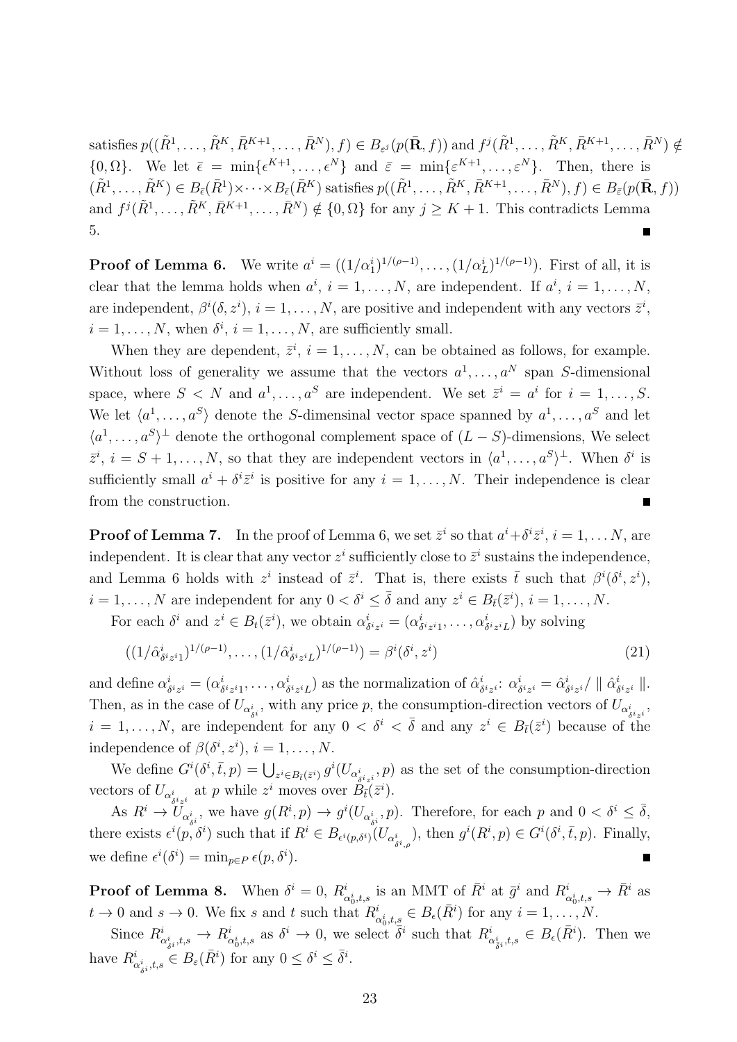satisfies $p((\tilde{R}^1,\ldots,\tilde{R}^K,\bar{R}^{K+1},\ldots,\bar{R}^N),f)\in B_{\varepsilon^j}(p(\bar{\mathbf{R}},f))$ and $f^j(\tilde{R}^1,\ldots,\tilde{R}^K,\bar{R}^{K+1},\ldots,\bar{R}^N)\notin\{0,\Omega\}$. We let $\bar{\epsilon}=\min\{\epsilon^{K+1},\ldots,\epsilon^N\}$ and $\bar{\varepsilon}=\min\{\varepsilon^{K+1},\ldots,\varepsilon^N\}$. Then, there is $(\tilde{R}^1,\ldots,\tilde{R}^K)\in B_{\bar{\epsilon}}(\bar{R}^1)\times\cdots\times B_{\bar{\epsilon}}(\bar{R}^K)$ satisfies $p((\tilde{R}^1,\ldots,\tilde{R}^K,\bar{R}^{K+1},\ldots,\bar{R}^N),f)\in B_{\bar{\varepsilon}}(p(\bar{\mathbf{R}},f))$ and $f^j(\tilde{R}^1,\ldots,\tilde{R}^K,\bar{R}^{K+1},\ldots,\bar{R}^N)\notin\{0,\Omega\}$ for any $j\geq K+1$. This contradicts Lemma 5. ■

**Proof of Lemma 6.** We write $a^i=((1/\alpha^i_1)^{1/(\rho-1)},\ldots,(1/\alpha^i_L)^{1/(\rho-1)})$. First of all, it is clear that the lemma holds when $a^i$, $i=1,\ldots,N$, are independent. If $a^i$, $i=1,\ldots,N$, are independent, $\beta^i(\delta,z^i)$, $i=1,\ldots,N$, are positive and independent with any vectors $\bar{z}^i$, $i=1,\ldots,N$, when $\delta^i$, $i=1,\ldots,N$, are sufficiently small.

When they are dependent, $\bar{z}^i$, $i=1,\ldots,N$, can be obtained as follows, for example. Without loss of generality we assume that the vectors $a^1,\ldots,a^N$ span $S$-dimensional space, where $S<N$ and $a^1,\ldots,a^S$ are independent. We set $\bar{z}^i=a^i$ for $i=1,\ldots,S$. We let $\langle a^1,\ldots,a^S\rangle$ denote the $S$-dimensinal vector space spanned by $a^1,\ldots,a^S$ and let $\langle a^1,\ldots,a^S\rangle^\perp$ denote the orthogonal complement space of $(L-S)$-dimensions, We select $\bar{z}^i$, $i=S+1,\ldots,N$, so that they are independent vectors in $\langle a^1,\ldots,a^S\rangle^\perp$. When $\delta^i$ is sufficiently small $a^i+\delta^i\bar{z}^i$ is positive for any $i=1,\ldots,N$. Their independence is clear from the construction. ■

**Proof of Lemma 7.** In the proof of Lemma 6, we set $\bar{z}^i$ so that $a^i+\delta^i\bar{z}^i$, $i=1,\ldots N$, are independent. It is clear that any vector $z^i$ sufficiently close to $\bar{z}^i$ sustains the independence, and Lemma 6 holds with $z^i$ instead of $\bar{z}^i$. That is, there exists $\bar{t}$ such that $\beta^i(\delta^i,z^i)$, $i=1,\ldots,N$ are independent for any $0<\delta^i\leq\bar{\delta}$ and any $z^i\in B_{\bar{t}}(\bar{z}^i)$, $i=1,\ldots,N$.

For each $\delta^i$ and $z^i\in B_t(\bar{z}^i)$, we obtain $\alpha^i_{\delta^iz^i}=(\alpha^i_{\delta^iz^i1},\ldots,\alpha^i_{\delta^iz^iL})$ by solving

$$((1/\hat{\alpha}^i_{\delta^iz^i1})^{1/(\rho-1)},\ldots,(1/\hat{\alpha}^i_{\delta^iz^iL})^{1/(\rho-1)})=\beta^i(\delta^i,z^i) \tag{21}$$

and define $\alpha^i_{\delta^iz^i}=(\alpha^i_{\delta^iz^i1},\ldots,\alpha^i_{\delta^iz^iL})$ as the normalization of $\hat{\alpha}^i_{\delta^iz^i}$: $\alpha^i_{\delta^iz^i}=\hat{\alpha}^i_{\delta^iz^i}/\parallel\hat{\alpha}^i_{\delta^iz^i}\parallel$. Then, as in the case of $U_{\alpha^i_{\delta^i}}$, with any price $p$, the consumption-direction vectors of $U_{\alpha^i_{\delta^iz^i}}$, $i=1,\ldots,N$, are independent for any $0<\delta^i<\bar{\delta}$ and any $z^i\in B_{\bar{t}}(\bar{z}^i)$ because of the independence of $\beta(\delta^i,z^i)$, $i=1,\ldots,N$.

We define $G^i(\delta^i,\bar{t},p)=\bigcup_{z^i\in B_{\bar{t}}(\bar{z}^i)}g^i(U_{\alpha^i_{\delta^iz^i}},p)$ as the set of the consumption-direction vectors of $U_{\alpha^i_{\delta^iz^i}}$ at $p$ while $z^i$ moves over $B_{\bar{t}}(\bar{z}^i)$.

As $R^i\to U_{\alpha^i_{\delta^i}}$, we have $g(R^i,p)\to g^i(U_{\alpha^i_{\delta^i}},p)$. Therefore, for each $p$ and $0<\delta^i\leq\bar{\delta}$, there exists $\epsilon^i(p,\delta^i)$ such that if $R^i\in B_{\epsilon^i(p,\delta^i)}(U_{\alpha^i_{\delta^i,\rho}})$, then $g^i(R^i,p)\in G^i(\delta^i,\bar{t},p)$. Finally, we define $\epsilon^i(\delta^i)=\min_{p\in P}\epsilon(p,\delta^i)$. ■

**Proof of Lemma 8.** When $\delta^i=0$, $R^i_{\alpha^i_0,t,s}$ is an MMT of $\bar{R}^i$ at $\bar{g}^i$ and $R^i_{\alpha^i_0,t,s}\to\bar{R}^i$ as $t\to 0$ and $s\to 0$. We fix $s$ and $t$ such that $R^i_{\alpha^i_0,t,s}\in B_\epsilon(\bar{R}^i)$ for any $i=1,\ldots,N$.

Since $R^i_{\alpha^i_{\delta^i},t,s}\to R^i_{\alpha^i_0,t,s}$ as $\delta^i\to 0$, we select $\bar{\delta}^i$ such that $R^i_{\alpha^i_{\bar{\delta}^i},t,s}\in B_\epsilon(\bar{R}^i)$. Then we have $R^i_{\alpha^i_{\delta^i},t,s}\in B_\varepsilon(\bar{R}^i)$ for any $0\leq\delta^i\leq\bar{\delta}^i$.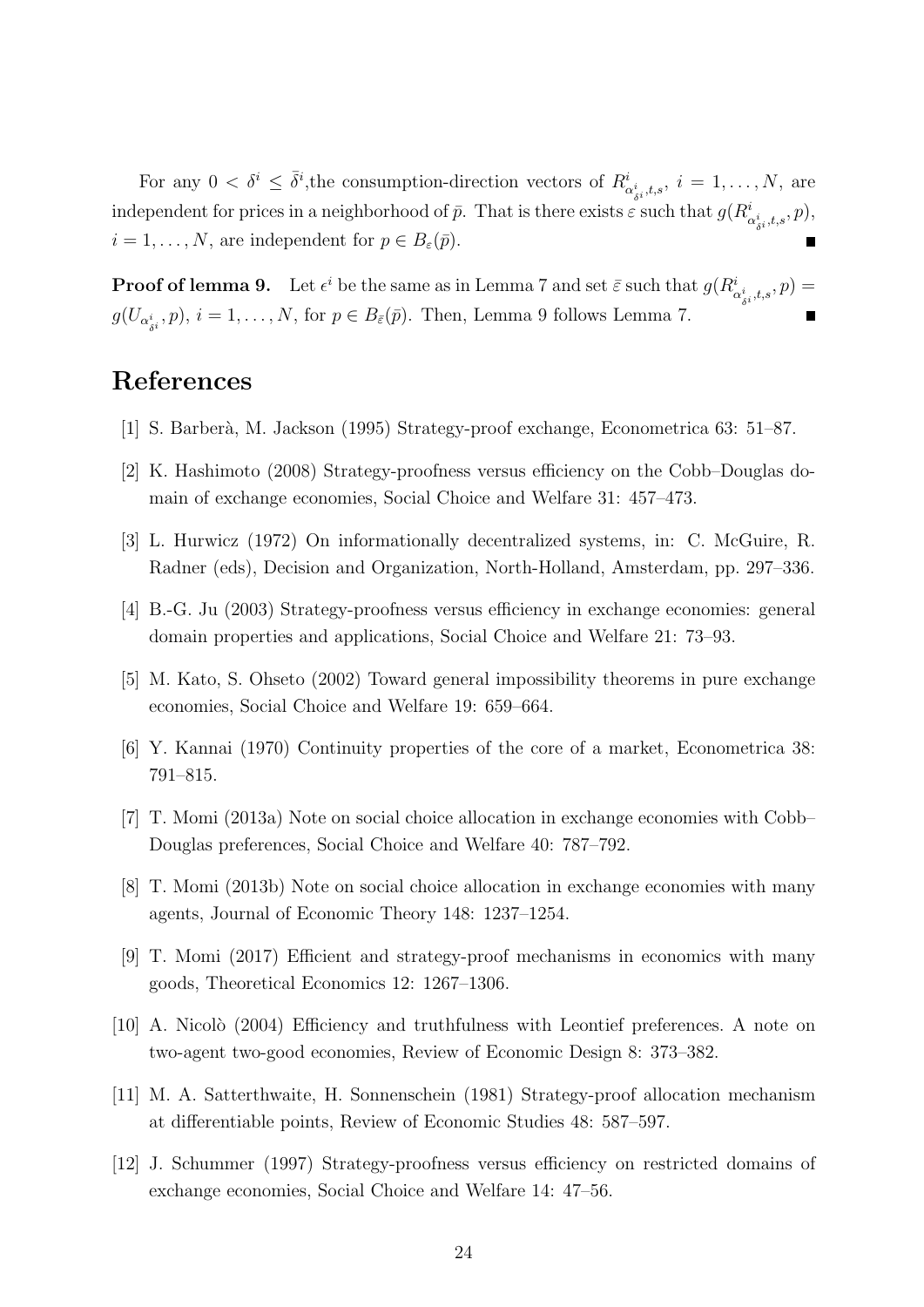For any $0 < \delta^i \leq \bar{\delta}^i$,the consumption-direction vectors of $R^i_{\alpha^i_{\delta^i},t,s}$, $i = 1, \ldots, N$, are independent for prices in a neighborhood of $\bar{p}$. That is there exists $\varepsilon$ such that $g(R^i_{\alpha^i_{\delta^i},t,s}, p)$, $i = 1, \ldots, N$, are independent for $p \in B_\varepsilon(\bar{p})$. ■

**Proof of lemma 9.** Let $\epsilon^i$ be the same as in Lemma 7 and set $\bar{\varepsilon}$ such that $g(R^i_{\alpha^i_{\delta^i},t,s}, p) = g(U_{\alpha^i_{\delta^i}}, p)$, $i = 1, \ldots, N$, for $p \in B_{\bar{\varepsilon}}(\bar{p})$. Then, Lemma 9 follows Lemma 7. ■

## References

[1] S. Barberà, M. Jackson (1995) Strategy-proof exchange, Econometrica 63: 51–87.

[2] K. Hashimoto (2008) Strategy-proofness versus efficiency on the Cobb–Douglas domain of exchange economies, Social Choice and Welfare 31: 457–473.

[3] L. Hurwicz (1972) On informationally decentralized systems, in: C. McGuire, R. Radner (eds), Decision and Organization, North-Holland, Amsterdam, pp. 297–336.

[4] B.-G. Ju (2003) Strategy-proofness versus efficiency in exchange economies: general domain properties and applications, Social Choice and Welfare 21: 73–93.

[5] M. Kato, S. Ohseto (2002) Toward general impossibility theorems in pure exchange economies, Social Choice and Welfare 19: 659–664.

[6] Y. Kannai (1970) Continuity properties of the core of a market, Econometrica 38: 791–815.

[7] T. Momi (2013a) Note on social choice allocation in exchange economies with Cobb–Douglas preferences, Social Choice and Welfare 40: 787–792.

[8] T. Momi (2013b) Note on social choice allocation in exchange economies with many agents, Journal of Economic Theory 148: 1237–1254.

[9] T. Momi (2017) Efficient and strategy-proof mechanisms in economics with many goods, Theoretical Economics 12: 1267–1306.

[10] A. Nicolò (2004) Efficiency and truthfulness with Leontief preferences. A note on two-agent two-good economies, Review of Economic Design 8: 373–382.

[11] M. A. Satterthwaite, H. Sonnenschein (1981) Strategy-proof allocation mechanism at differentiable points, Review of Economic Studies 48: 587–597.

[12] J. Schummer (1997) Strategy-proofness versus efficiency on restricted domains of exchange economies, Social Choice and Welfare 14: 47–56.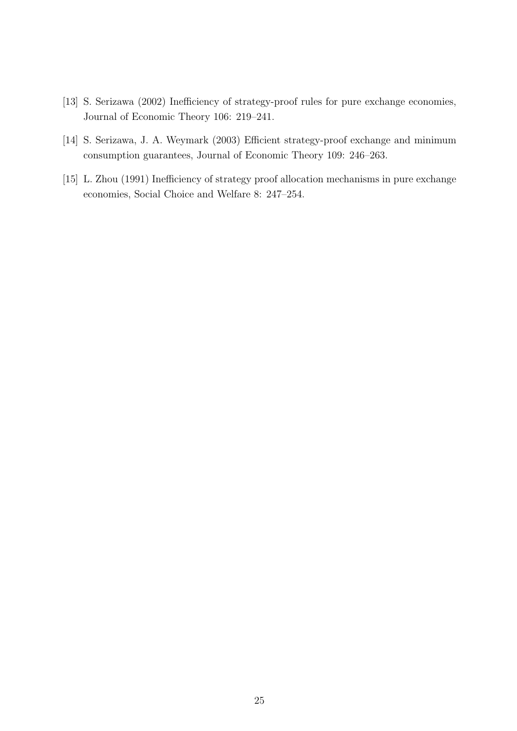[13] S. Serizawa (2002) Inefficiency of strategy-proof rules for pure exchange economies, Journal of Economic Theory 106: 219–241.

[14] S. Serizawa, J. A. Weymark (2003) Efficient strategy-proof exchange and minimum consumption guarantees, Journal of Economic Theory 109: 246–263.

[15] L. Zhou (1991) Inefficiency of strategy proof allocation mechanisms in pure exchange economies, Social Choice and Welfare 8: 247–254.